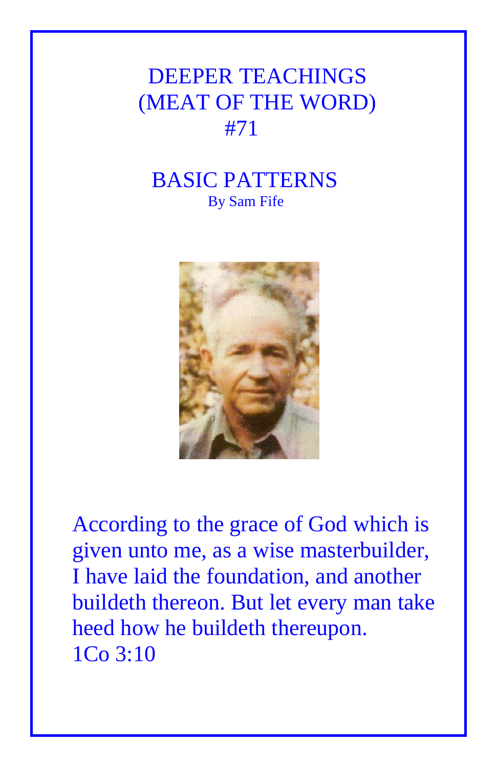# DEEPER TEACHINGS
# (MEAT OF THE WORD)
# #71

## BASIC PATTERNS

By Sam Fife

According to the grace of God which is given unto me, as a wise masterbuilder, I have laid the foundation, and another buildeth thereon. But let every man take heed how he buildeth thereupon.
1Co 3:10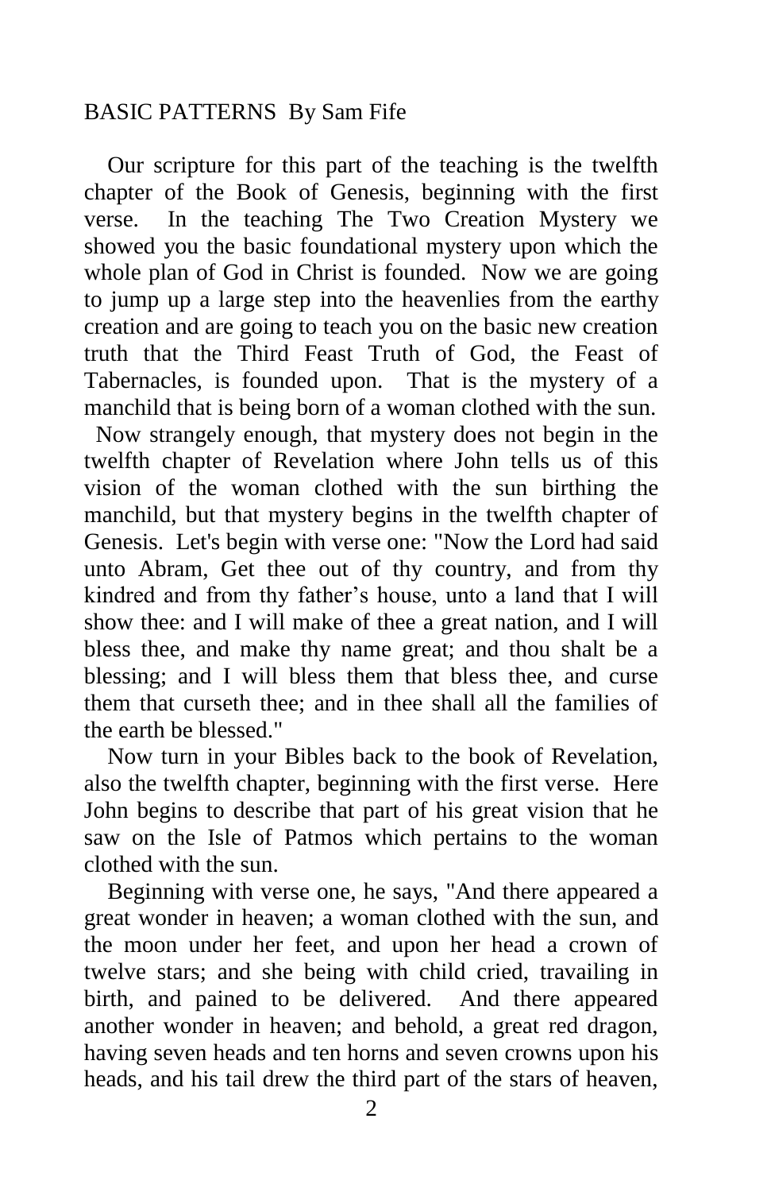BASIC PATTERNS By Sam Fife

Our scripture for this part of the teaching is the twelfth chapter of the Book of Genesis, beginning with the first verse. In the teaching The Two Creation Mystery we showed you the basic foundational mystery upon which the whole plan of God in Christ is founded. Now we are going to jump up a large step into the heavenlies from the earthy creation and are going to teach you on the basic new creation truth that the Third Feast Truth of God, the Feast of Tabernacles, is founded upon. That is the mystery of a manchild that is being born of a woman clothed with the sun.

Now strangely enough, that mystery does not begin in the twelfth chapter of Revelation where John tells us of this vision of the woman clothed with the sun birthing the manchild, but that mystery begins in the twelfth chapter of Genesis. Let's begin with verse one: "Now the Lord had said unto Abram, Get thee out of thy country, and from thy kindred and from thy father's house, unto a land that I will show thee: and I will make of thee a great nation, and I will bless thee, and make thy name great; and thou shalt be a blessing; and I will bless them that bless thee, and curse them that curseth thee; and in thee shall all the families of the earth be blessed."

Now turn in your Bibles back to the book of Revelation, also the twelfth chapter, beginning with the first verse. Here John begins to describe that part of his great vision that he saw on the Isle of Patmos which pertains to the woman clothed with the sun.

Beginning with verse one, he says, "And there appeared a great wonder in heaven; a woman clothed with the sun, and the moon under her feet, and upon her head a crown of twelve stars; and she being with child cried, travailing in birth, and pained to be delivered. And there appeared another wonder in heaven; and behold, a great red dragon, having seven heads and ten horns and seven crowns upon his heads, and his tail drew the third part of the stars of heaven,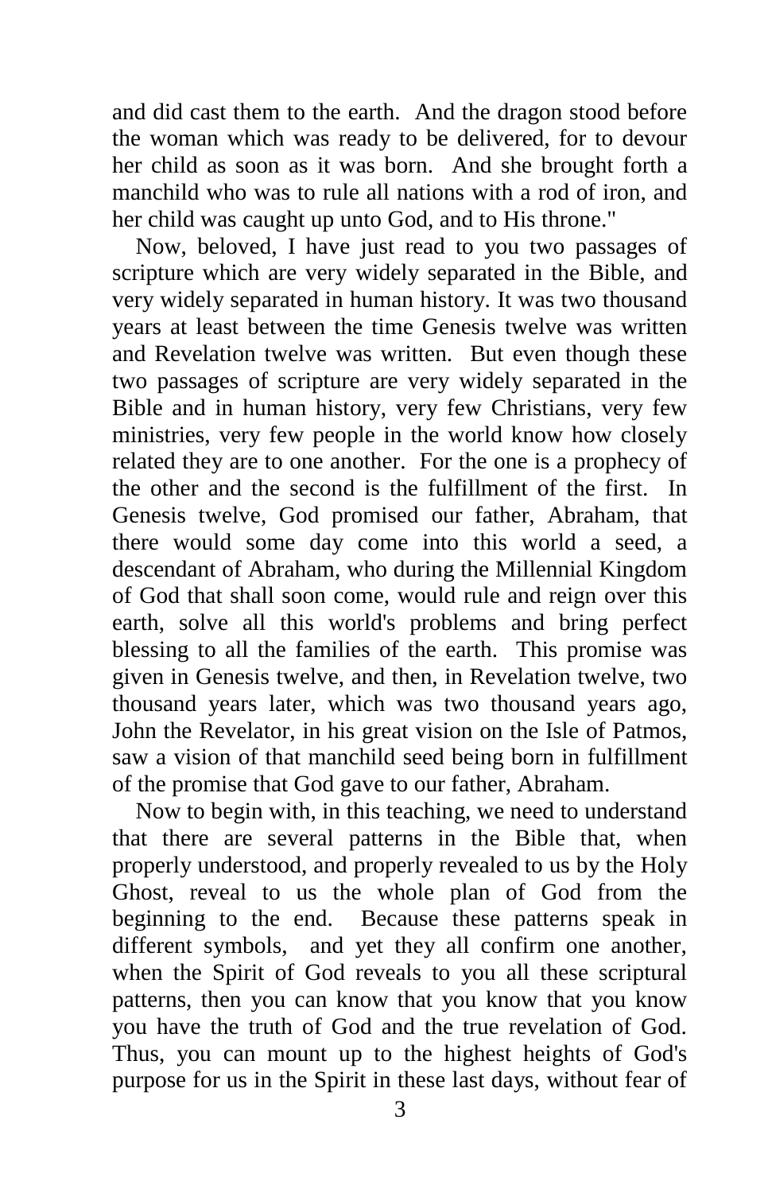and did cast them to the earth. And the dragon stood before the woman which was ready to be delivered, for to devour her child as soon as it was born. And she brought forth a manchild who was to rule all nations with a rod of iron, and her child was caught up unto God, and to His throne."

Now, beloved, I have just read to you two passages of scripture which are very widely separated in the Bible, and very widely separated in human history. It was two thousand years at least between the time Genesis twelve was written and Revelation twelve was written. But even though these two passages of scripture are very widely separated in the Bible and in human history, very few Christians, very few ministries, very few people in the world know how closely related they are to one another. For the one is a prophecy of the other and the second is the fulfillment of the first. In Genesis twelve, God promised our father, Abraham, that there would some day come into this world a seed, a descendant of Abraham, who during the Millennial Kingdom of God that shall soon come, would rule and reign over this earth, solve all this world's problems and bring perfect blessing to all the families of the earth. This promise was given in Genesis twelve, and then, in Revelation twelve, two thousand years later, which was two thousand years ago, John the Revelator, in his great vision on the Isle of Patmos, saw a vision of that manchild seed being born in fulfillment of the promise that God gave to our father, Abraham.

Now to begin with, in this teaching, we need to understand that there are several patterns in the Bible that, when properly understood, and properly revealed to us by the Holy Ghost, reveal to us the whole plan of God from the beginning to the end. Because these patterns speak in different symbols, and yet they all confirm one another, when the Spirit of God reveals to you all these scriptural patterns, then you can know that you know that you know you have the truth of God and the true revelation of God. Thus, you can mount up to the highest heights of God's purpose for us in the Spirit in these last days, without fear of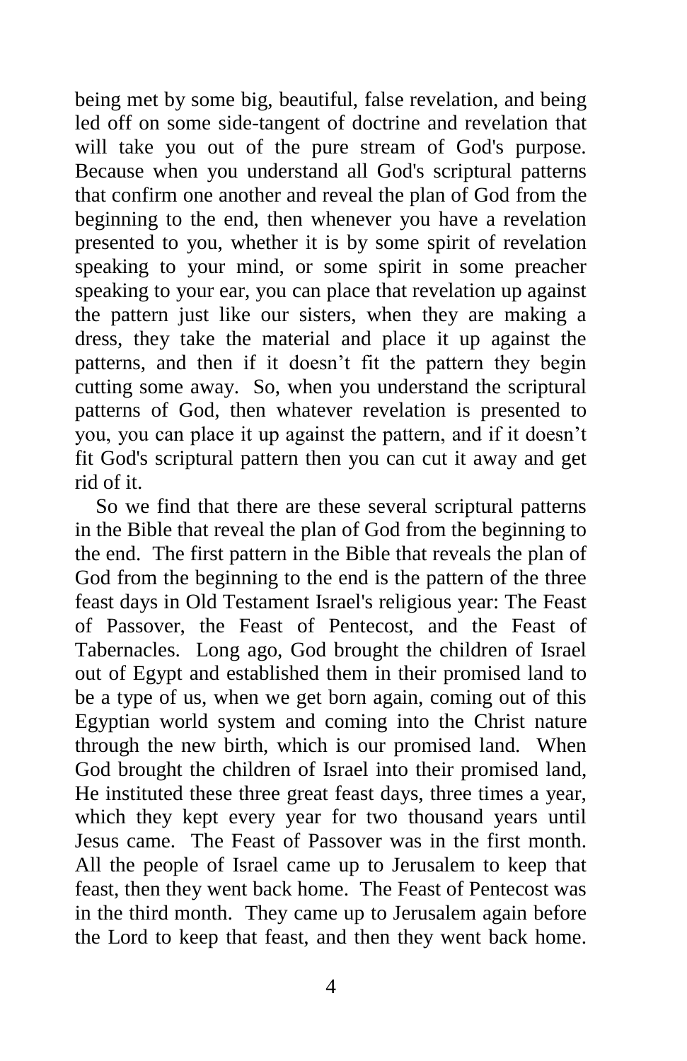being met by some big, beautiful, false revelation, and being led off on some side-tangent of doctrine and revelation that will take you out of the pure stream of God's purpose. Because when you understand all God's scriptural patterns that confirm one another and reveal the plan of God from the beginning to the end, then whenever you have a revelation presented to you, whether it is by some spirit of revelation speaking to your mind, or some spirit in some preacher speaking to your ear, you can place that revelation up against the pattern just like our sisters, when they are making a dress, they take the material and place it up against the patterns, and then if it doesn't fit the pattern they begin cutting some away. So, when you understand the scriptural patterns of God, then whatever revelation is presented to you, you can place it up against the pattern, and if it doesn't fit God's scriptural pattern then you can cut it away and get rid of it.

So we find that there are these several scriptural patterns in the Bible that reveal the plan of God from the beginning to the end. The first pattern in the Bible that reveals the plan of God from the beginning to the end is the pattern of the three feast days in Old Testament Israel's religious year: The Feast of Passover, the Feast of Pentecost, and the Feast of Tabernacles. Long ago, God brought the children of Israel out of Egypt and established them in their promised land to be a type of us, when we get born again, coming out of this Egyptian world system and coming into the Christ nature through the new birth, which is our promised land. When God brought the children of Israel into their promised land, He instituted these three great feast days, three times a year, which they kept every year for two thousand years until Jesus came. The Feast of Passover was in the first month. All the people of Israel came up to Jerusalem to keep that feast, then they went back home. The Feast of Pentecost was in the third month. They came up to Jerusalem again before the Lord to keep that feast, and then they went back home.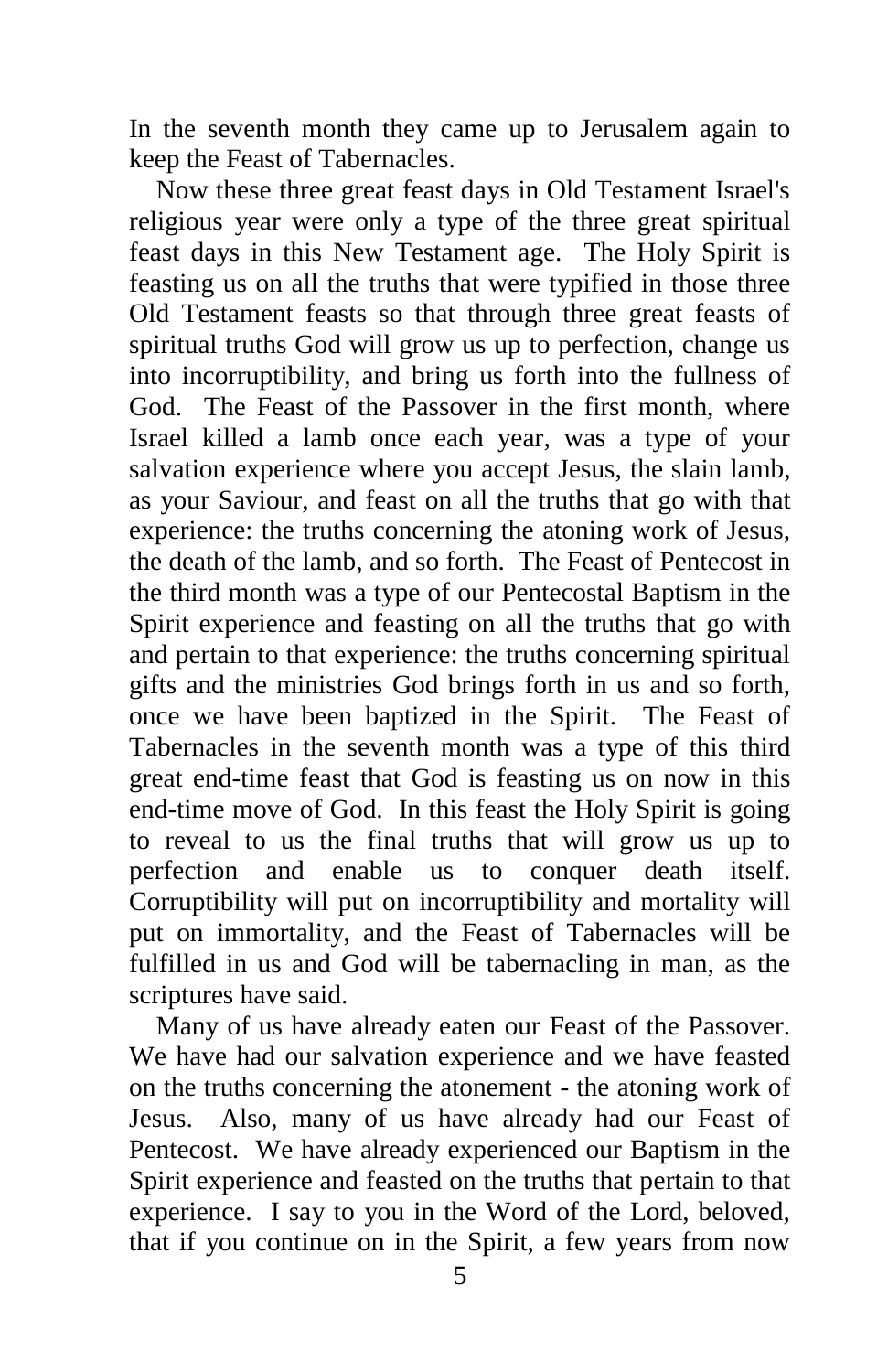In the seventh month they came up to Jerusalem again to keep the Feast of Tabernacles.

Now these three great feast days in Old Testament Israel's religious year were only a type of the three great spiritual feast days in this New Testament age. The Holy Spirit is feasting us on all the truths that were typified in those three Old Testament feasts so that through three great feasts of spiritual truths God will grow us up to perfection, change us into incorruptibility, and bring us forth into the fullness of God. The Feast of the Passover in the first month, where Israel killed a lamb once each year, was a type of your salvation experience where you accept Jesus, the slain lamb, as your Saviour, and feast on all the truths that go with that experience: the truths concerning the atoning work of Jesus, the death of the lamb, and so forth. The Feast of Pentecost in the third month was a type of our Pentecostal Baptism in the Spirit experience and feasting on all the truths that go with and pertain to that experience: the truths concerning spiritual gifts and the ministries God brings forth in us and so forth, once we have been baptized in the Spirit. The Feast of Tabernacles in the seventh month was a type of this third great end-time feast that God is feasting us on now in this end-time move of God. In this feast the Holy Spirit is going to reveal to us the final truths that will grow us up to perfection and enable us to conquer death itself. Corruptibility will put on incorruptibility and mortality will put on immortality, and the Feast of Tabernacles will be fulfilled in us and God will be tabernacling in man, as the scriptures have said.

Many of us have already eaten our Feast of the Passover. We have had our salvation experience and we have feasted on the truths concerning the atonement - the atoning work of Jesus. Also, many of us have already had our Feast of Pentecost. We have already experienced our Baptism in the Spirit experience and feasted on the truths that pertain to that experience. I say to you in the Word of the Lord, beloved, that if you continue on in the Spirit, a few years from now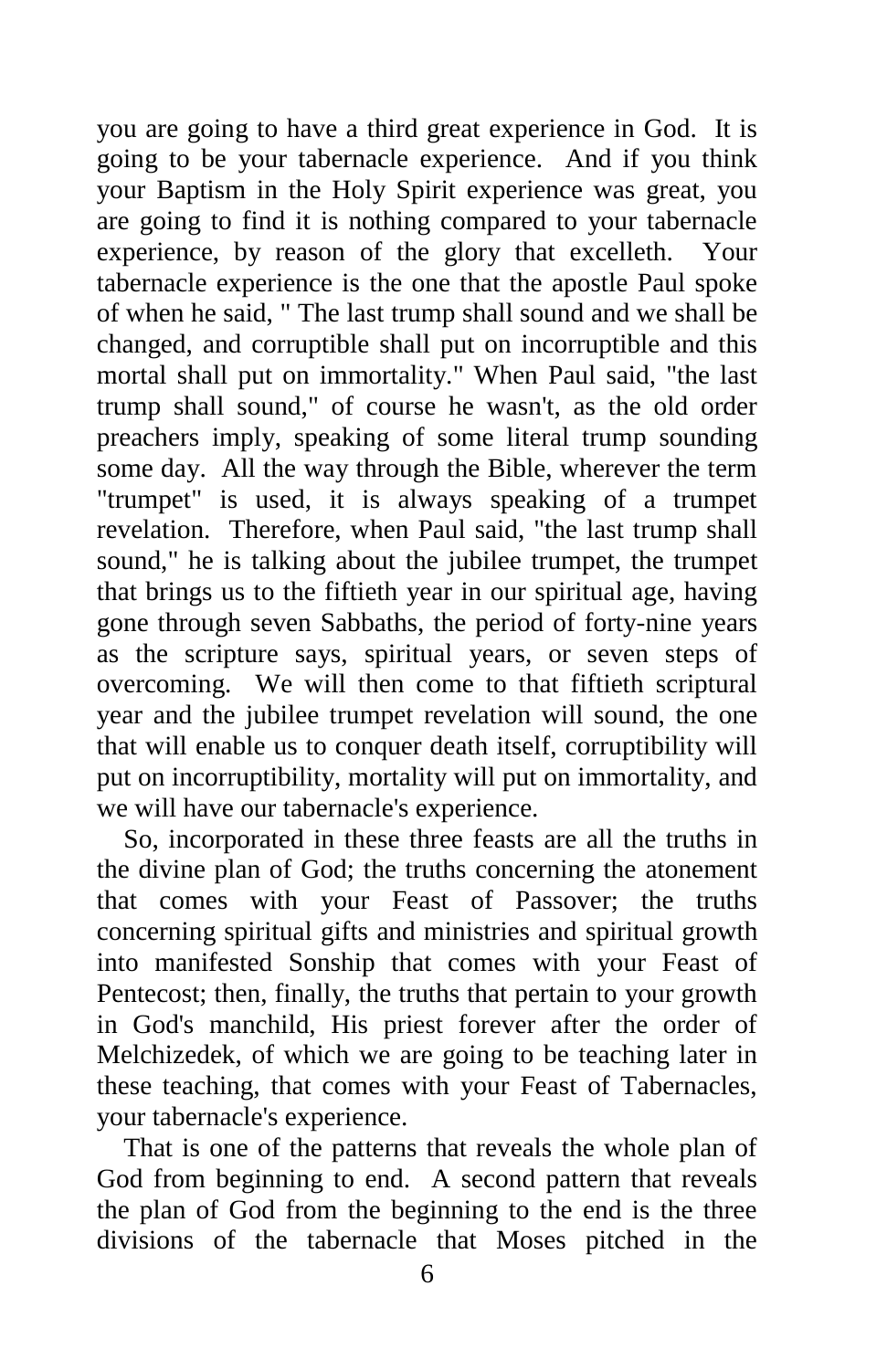you are going to have a third great experience in God. It is going to be your tabernacle experience. And if you think your Baptism in the Holy Spirit experience was great, you are going to find it is nothing compared to your tabernacle experience, by reason of the glory that excelleth. Your tabernacle experience is the one that the apostle Paul spoke of when he said, " The last trump shall sound and we shall be changed, and corruptible shall put on incorruptible and this mortal shall put on immortality." When Paul said, "the last trump shall sound," of course he wasn't, as the old order preachers imply, speaking of some literal trump sounding some day. All the way through the Bible, wherever the term "trumpet" is used, it is always speaking of a trumpet revelation. Therefore, when Paul said, "the last trump shall sound," he is talking about the jubilee trumpet, the trumpet that brings us to the fiftieth year in our spiritual age, having gone through seven Sabbaths, the period of forty-nine years as the scripture says, spiritual years, or seven steps of overcoming. We will then come to that fiftieth scriptural year and the jubilee trumpet revelation will sound, the one that will enable us to conquer death itself, corruptibility will put on incorruptibility, mortality will put on immortality, and we will have our tabernacle's experience.

So, incorporated in these three feasts are all the truths in the divine plan of God; the truths concerning the atonement that comes with your Feast of Passover; the truths concerning spiritual gifts and ministries and spiritual growth into manifested Sonship that comes with your Feast of Pentecost; then, finally, the truths that pertain to your growth in God's manchild, His priest forever after the order of Melchizedek, of which we are going to be teaching later in these teaching, that comes with your Feast of Tabernacles, your tabernacle's experience.

That is one of the patterns that reveals the whole plan of God from beginning to end. A second pattern that reveals the plan of God from the beginning to the end is the three divisions of the tabernacle that Moses pitched in the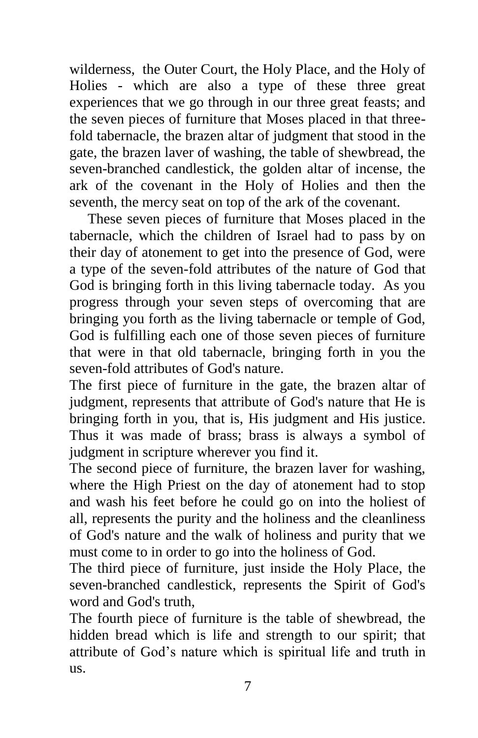wilderness, the Outer Court, the Holy Place, and the Holy of Holies - which are also a type of these three great experiences that we go through in our three great feasts; and the seven pieces of furniture that Moses placed in that three-fold tabernacle, the brazen altar of judgment that stood in the gate, the brazen laver of washing, the table of shewbread, the seven-branched candlestick, the golden altar of incense, the ark of the covenant in the Holy of Holies and then the seventh, the mercy seat on top of the ark of the covenant.

These seven pieces of furniture that Moses placed in the tabernacle, which the children of Israel had to pass by on their day of atonement to get into the presence of God, were a type of the seven-fold attributes of the nature of God that God is bringing forth in this living tabernacle today. As you progress through your seven steps of overcoming that are bringing you forth as the living tabernacle or temple of God, God is fulfilling each one of those seven pieces of furniture that were in that old tabernacle, bringing forth in you the seven-fold attributes of God's nature.

The first piece of furniture in the gate, the brazen altar of judgment, represents that attribute of God's nature that He is bringing forth in you, that is, His judgment and His justice. Thus it was made of brass; brass is always a symbol of judgment in scripture wherever you find it.

The second piece of furniture, the brazen laver for washing, where the High Priest on the day of atonement had to stop and wash his feet before he could go on into the holiest of all, represents the purity and the holiness and the cleanliness of God's nature and the walk of holiness and purity that we must come to in order to go into the holiness of God.

The third piece of furniture, just inside the Holy Place, the seven-branched candlestick, represents the Spirit of God's word and God's truth,

The fourth piece of furniture is the table of shewbread, the hidden bread which is life and strength to our spirit; that attribute of God's nature which is spiritual life and truth in us.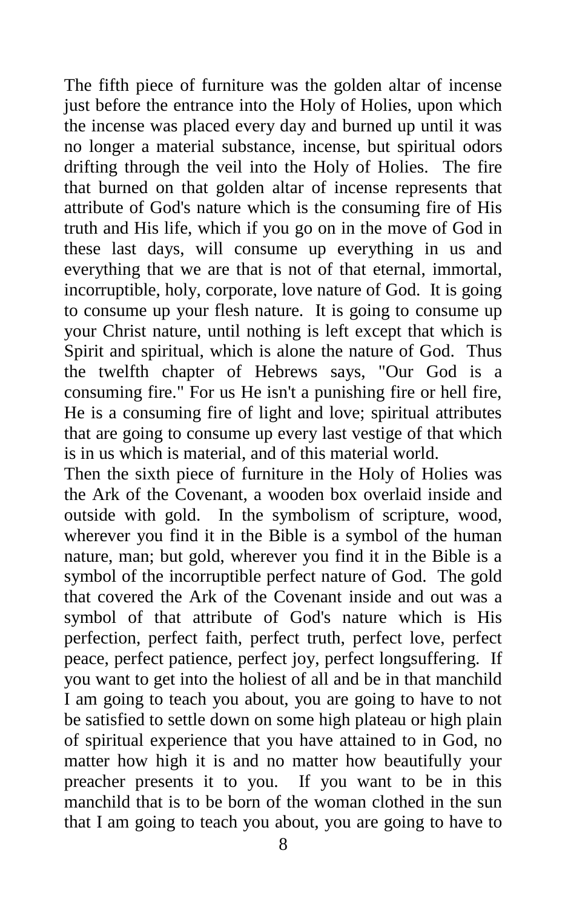The fifth piece of furniture was the golden altar of incense just before the entrance into the Holy of Holies, upon which the incense was placed every day and burned up until it was no longer a material substance, incense, but spiritual odors drifting through the veil into the Holy of Holies. The fire that burned on that golden altar of incense represents that attribute of God's nature which is the consuming fire of His truth and His life, which if you go on in the move of God in these last days, will consume up everything in us and everything that we are that is not of that eternal, immortal, incorruptible, holy, corporate, love nature of God. It is going to consume up your flesh nature. It is going to consume up your Christ nature, until nothing is left except that which is Spirit and spiritual, which is alone the nature of God. Thus the twelfth chapter of Hebrews says, "Our God is a consuming fire." For us He isn't a punishing fire or hell fire, He is a consuming fire of light and love; spiritual attributes that are going to consume up every last vestige of that which is in us which is material, and of this material world.

Then the sixth piece of furniture in the Holy of Holies was the Ark of the Covenant, a wooden box overlaid inside and outside with gold. In the symbolism of scripture, wood, wherever you find it in the Bible is a symbol of the human nature, man; but gold, wherever you find it in the Bible is a symbol of the incorruptible perfect nature of God. The gold that covered the Ark of the Covenant inside and out was a symbol of that attribute of God's nature which is His perfection, perfect faith, perfect truth, perfect love, perfect peace, perfect patience, perfect joy, perfect longsuffering. If you want to get into the holiest of all and be in that manchild I am going to teach you about, you are going to have to not be satisfied to settle down on some high plateau or high plain of spiritual experience that you have attained to in God, no matter how high it is and no matter how beautifully your preacher presents it to you. If you want to be in this manchild that is to be born of the woman clothed in the sun that I am going to teach you about, you are going to have to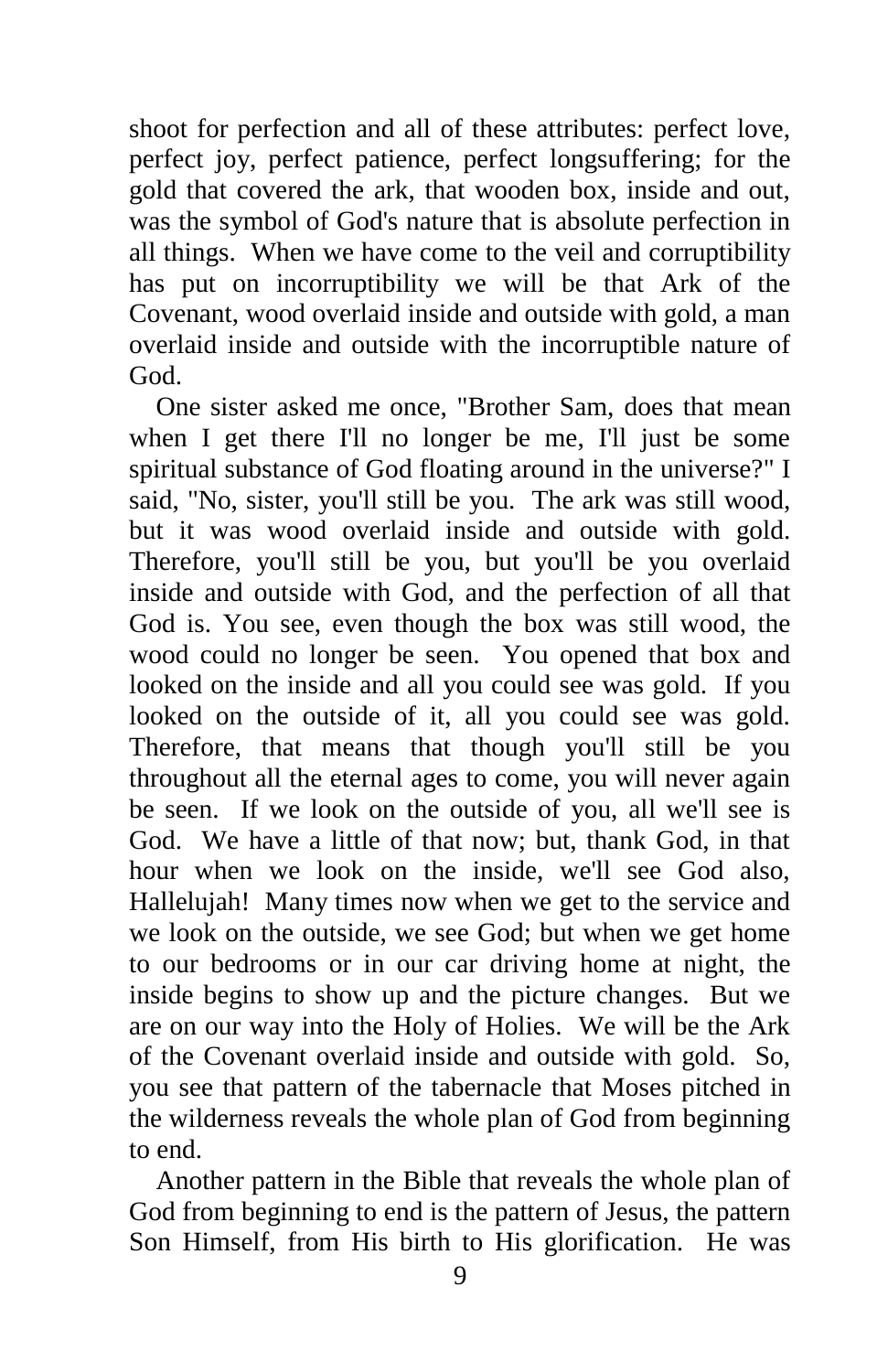shoot for perfection and all of these attributes: perfect love, perfect joy, perfect patience, perfect longsuffering; for the gold that covered the ark, that wooden box, inside and out, was the symbol of God's nature that is absolute perfection in all things. When we have come to the veil and corruptibility has put on incorruptibility we will be that Ark of the Covenant, wood overlaid inside and outside with gold, a man overlaid inside and outside with the incorruptible nature of God.

One sister asked me once, "Brother Sam, does that mean when I get there I'll no longer be me, I'll just be some spiritual substance of God floating around in the universe?" I said, "No, sister, you'll still be you. The ark was still wood, but it was wood overlaid inside and outside with gold. Therefore, you'll still be you, but you'll be you overlaid inside and outside with God, and the perfection of all that God is. You see, even though the box was still wood, the wood could no longer be seen. You opened that box and looked on the inside and all you could see was gold. If you looked on the outside of it, all you could see was gold. Therefore, that means that though you'll still be you throughout all the eternal ages to come, you will never again be seen. If we look on the outside of you, all we'll see is God. We have a little of that now; but, thank God, in that hour when we look on the inside, we'll see God also, Hallelujah! Many times now when we get to the service and we look on the outside, we see God; but when we get home to our bedrooms or in our car driving home at night, the inside begins to show up and the picture changes. But we are on our way into the Holy of Holies. We will be the Ark of the Covenant overlaid inside and outside with gold. So, you see that pattern of the tabernacle that Moses pitched in the wilderness reveals the whole plan of God from beginning to end.

Another pattern in the Bible that reveals the whole plan of God from beginning to end is the pattern of Jesus, the pattern Son Himself, from His birth to His glorification. He was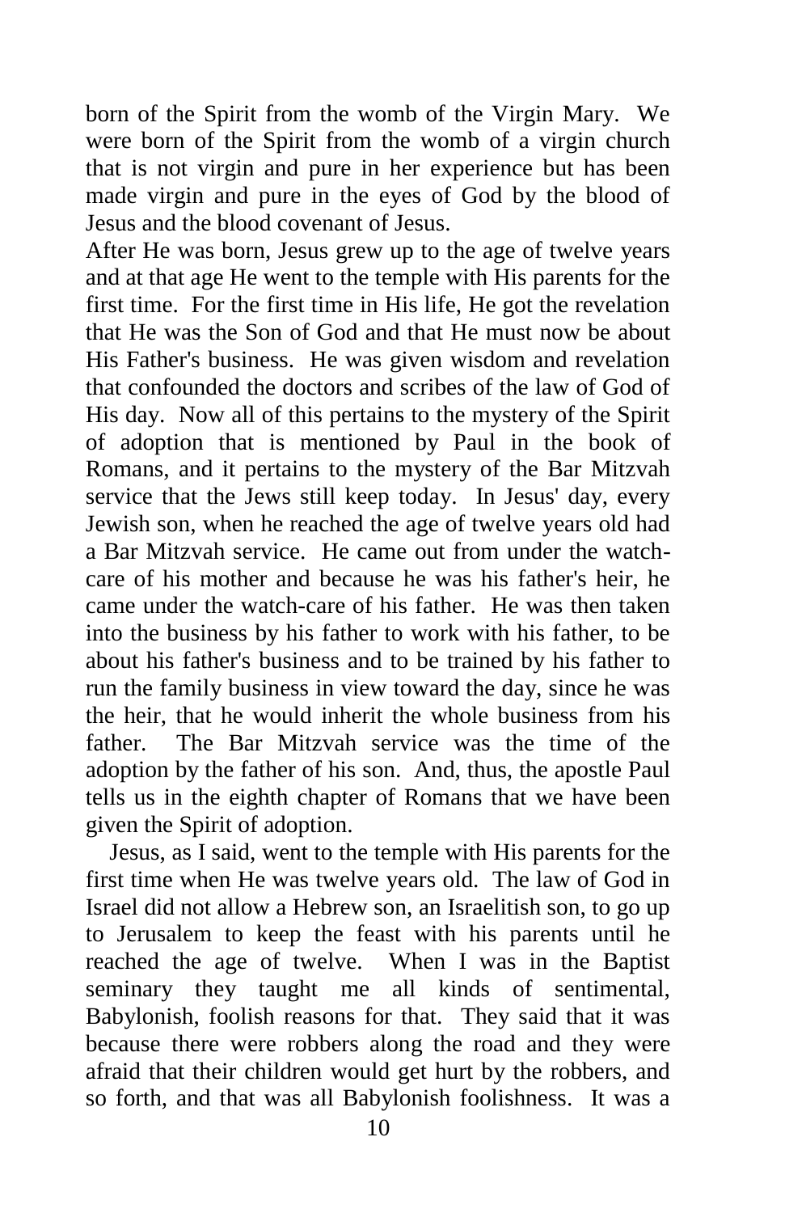born of the Spirit from the womb of the Virgin Mary. We were born of the Spirit from the womb of a virgin church that is not virgin and pure in her experience but has been made virgin and pure in the eyes of God by the blood of Jesus and the blood covenant of Jesus.

After He was born, Jesus grew up to the age of twelve years and at that age He went to the temple with His parents for the first time. For the first time in His life, He got the revelation that He was the Son of God and that He must now be about His Father's business. He was given wisdom and revelation that confounded the doctors and scribes of the law of God of His day. Now all of this pertains to the mystery of the Spirit of adoption that is mentioned by Paul in the book of Romans, and it pertains to the mystery of the Bar Mitzvah service that the Jews still keep today. In Jesus' day, every Jewish son, when he reached the age of twelve years old had a Bar Mitzvah service. He came out from under the watch-care of his mother and because he was his father's heir, he came under the watch-care of his father. He was then taken into the business by his father to work with his father, to be about his father's business and to be trained by his father to run the family business in view toward the day, since he was the heir, that he would inherit the whole business from his father. The Bar Mitzvah service was the time of the adoption by the father of his son. And, thus, the apostle Paul tells us in the eighth chapter of Romans that we have been given the Spirit of adoption.

Jesus, as I said, went to the temple with His parents for the first time when He was twelve years old. The law of God in Israel did not allow a Hebrew son, an Israelitish son, to go up to Jerusalem to keep the feast with his parents until he reached the age of twelve. When I was in the Baptist seminary they taught me all kinds of sentimental, Babylonish, foolish reasons for that. They said that it was because there were robbers along the road and they were afraid that their children would get hurt by the robbers, and so forth, and that was all Babylonish foolishness. It was a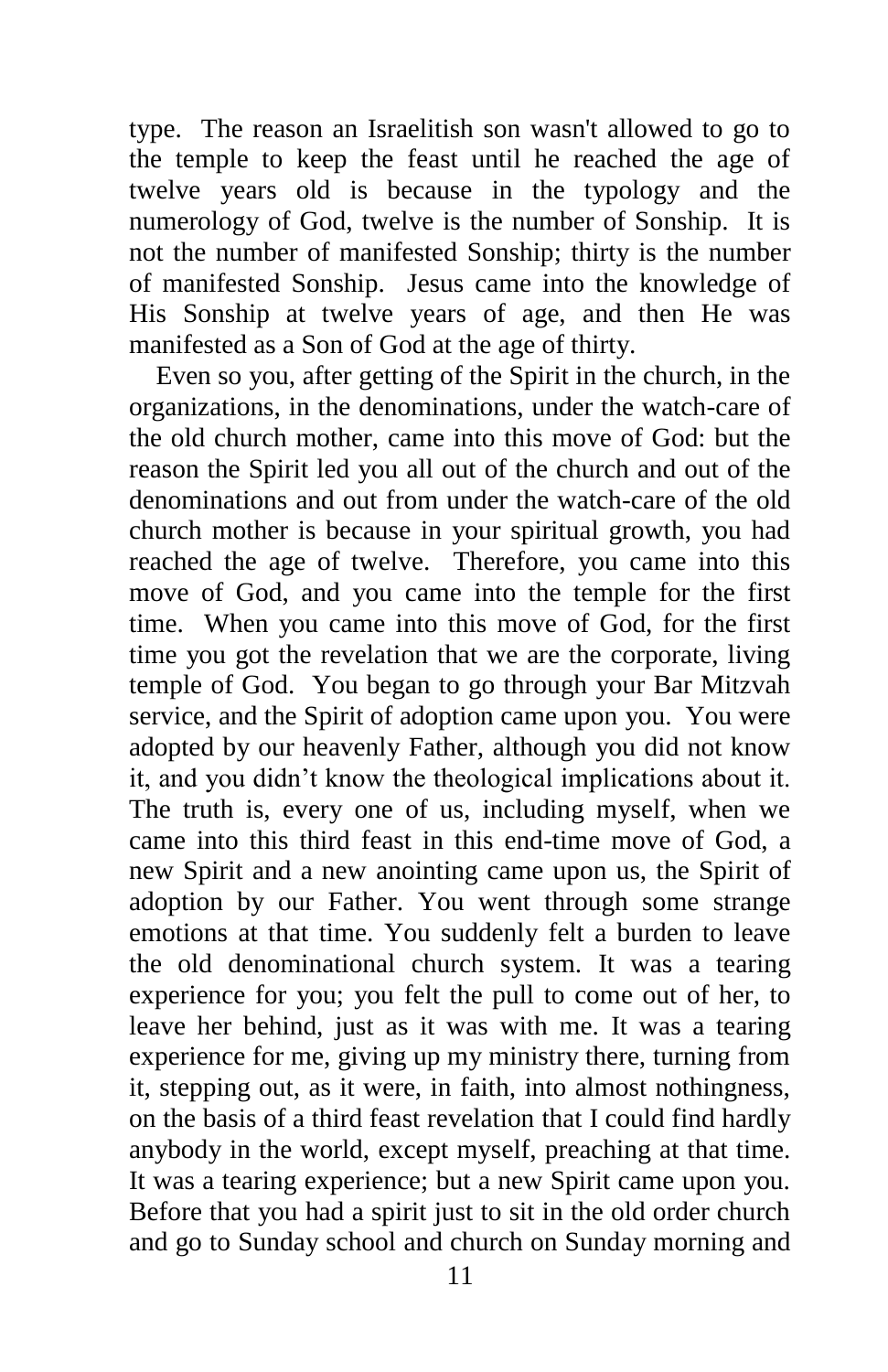type. The reason an Israelitish son wasn't allowed to go to the temple to keep the feast until he reached the age of twelve years old is because in the typology and the numerology of God, twelve is the number of Sonship. It is not the number of manifested Sonship; thirty is the number of manifested Sonship. Jesus came into the knowledge of His Sonship at twelve years of age, and then He was manifested as a Son of God at the age of thirty.

Even so you, after getting of the Spirit in the church, in the organizations, in the denominations, under the watch-care of the old church mother, came into this move of God: but the reason the Spirit led you all out of the church and out of the denominations and out from under the watch-care of the old church mother is because in your spiritual growth, you had reached the age of twelve. Therefore, you came into this move of God, and you came into the temple for the first time. When you came into this move of God, for the first time you got the revelation that we are the corporate, living temple of God. You began to go through your Bar Mitzvah service, and the Spirit of adoption came upon you. You were adopted by our heavenly Father, although you did not know it, and you didn't know the theological implications about it. The truth is, every one of us, including myself, when we came into this third feast in this end-time move of God, a new Spirit and a new anointing came upon us, the Spirit of adoption by our Father. You went through some strange emotions at that time. You suddenly felt a burden to leave the old denominational church system. It was a tearing experience for you; you felt the pull to come out of her, to leave her behind, just as it was with me. It was a tearing experience for me, giving up my ministry there, turning from it, stepping out, as it were, in faith, into almost nothingness, on the basis of a third feast revelation that I could find hardly anybody in the world, except myself, preaching at that time. It was a tearing experience; but a new Spirit came upon you. Before that you had a spirit just to sit in the old order church and go to Sunday school and church on Sunday morning and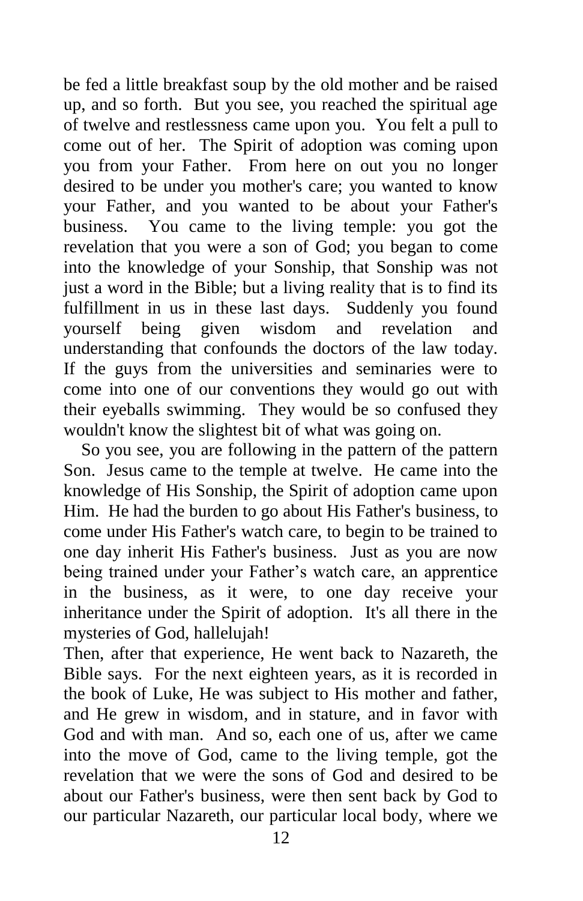be fed a little breakfast soup by the old mother and be raised up, and so forth. But you see, you reached the spiritual age of twelve and restlessness came upon you. You felt a pull to come out of her. The Spirit of adoption was coming upon you from your Father. From here on out you no longer desired to be under you mother's care; you wanted to know your Father, and you wanted to be about your Father's business. You came to the living temple: you got the revelation that you were a son of God; you began to come into the knowledge of your Sonship, that Sonship was not just a word in the Bible; but a living reality that is to find its fulfillment in us in these last days. Suddenly you found yourself being given wisdom and revelation and understanding that confounds the doctors of the law today. If the guys from the universities and seminaries were to come into one of our conventions they would go out with their eyeballs swimming. They would be so confused they wouldn't know the slightest bit of what was going on.

So you see, you are following in the pattern of the pattern Son. Jesus came to the temple at twelve. He came into the knowledge of His Sonship, the Spirit of adoption came upon Him. He had the burden to go about His Father's business, to come under His Father's watch care, to begin to be trained to one day inherit His Father's business. Just as you are now being trained under your Father's watch care, an apprentice in the business, as it were, to one day receive your inheritance under the Spirit of adoption. It's all there in the mysteries of God, hallelujah!

Then, after that experience, He went back to Nazareth, the Bible says. For the next eighteen years, as it is recorded in the book of Luke, He was subject to His mother and father, and He grew in wisdom, and in stature, and in favor with God and with man. And so, each one of us, after we came into the move of God, came to the living temple, got the revelation that we were the sons of God and desired to be about our Father's business, were then sent back by God to our particular Nazareth, our particular local body, where we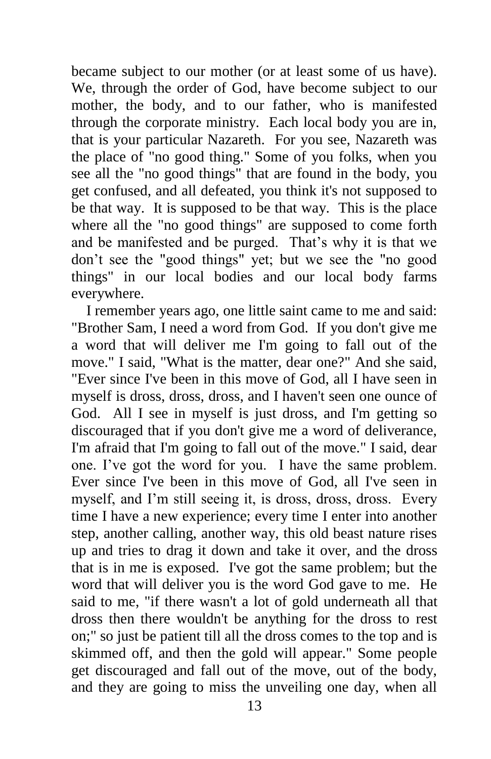became subject to our mother (or at least some of us have). We, through the order of God, have become subject to our mother, the body, and to our father, who is manifested through the corporate ministry. Each local body you are in, that is your particular Nazareth. For you see, Nazareth was the place of "no good thing." Some of you folks, when you see all the "no good things" that are found in the body, you get confused, and all defeated, you think it's not supposed to be that way. It is supposed to be that way. This is the place where all the "no good things" are supposed to come forth and be manifested and be purged. That's why it is that we don't see the "good things" yet; but we see the "no good things" in our local bodies and our local body farms everywhere.

I remember years ago, one little saint came to me and said: "Brother Sam, I need a word from God. If you don't give me a word that will deliver me I'm going to fall out of the move." I said, "What is the matter, dear one?" And she said, "Ever since I've been in this move of God, all I have seen in myself is dross, dross, dross, and I haven't seen one ounce of God. All I see in myself is just dross, and I'm getting so discouraged that if you don't give me a word of deliverance, I'm afraid that I'm going to fall out of the move." I said, dear one. I've got the word for you. I have the same problem. Ever since I've been in this move of God, all I've seen in myself, and I'm still seeing it, is dross, dross, dross. Every time I have a new experience; every time I enter into another step, another calling, another way, this old beast nature rises up and tries to drag it down and take it over, and the dross that is in me is exposed. I've got the same problem; but the word that will deliver you is the word God gave to me. He said to me, "if there wasn't a lot of gold underneath all that dross then there wouldn't be anything for the dross to rest on;" so just be patient till all the dross comes to the top and is skimmed off, and then the gold will appear." Some people get discouraged and fall out of the move, out of the body, and they are going to miss the unveiling one day, when all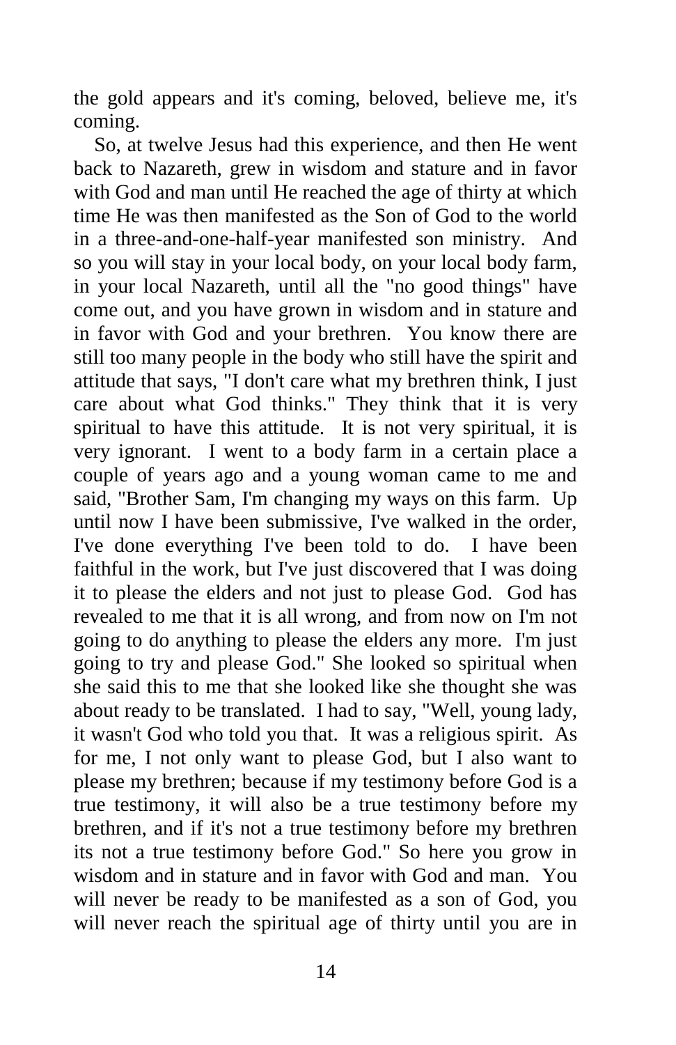the gold appears and it's coming, beloved, believe me, it's coming.

So, at twelve Jesus had this experience, and then He went back to Nazareth, grew in wisdom and stature and in favor with God and man until He reached the age of thirty at which time He was then manifested as the Son of God to the world in a three-and-one-half-year manifested son ministry. And so you will stay in your local body, on your local body farm, in your local Nazareth, until all the "no good things" have come out, and you have grown in wisdom and in stature and in favor with God and your brethren. You know there are still too many people in the body who still have the spirit and attitude that says, "I don't care what my brethren think, I just care about what God thinks." They think that it is very spiritual to have this attitude. It is not very spiritual, it is very ignorant. I went to a body farm in a certain place a couple of years ago and a young woman came to me and said, "Brother Sam, I'm changing my ways on this farm. Up until now I have been submissive, I've walked in the order, I've done everything I've been told to do. I have been faithful in the work, but I've just discovered that I was doing it to please the elders and not just to please God. God has revealed to me that it is all wrong, and from now on I'm not going to do anything to please the elders any more. I'm just going to try and please God." She looked so spiritual when she said this to me that she looked like she thought she was about ready to be translated. I had to say, "Well, young lady, it wasn't God who told you that. It was a religious spirit. As for me, I not only want to please God, but I also want to please my brethren; because if my testimony before God is a true testimony, it will also be a true testimony before my brethren, and if it's not a true testimony before my brethren its not a true testimony before God." So here you grow in wisdom and in stature and in favor with God and man. You will never be ready to be manifested as a son of God, you will never reach the spiritual age of thirty until you are in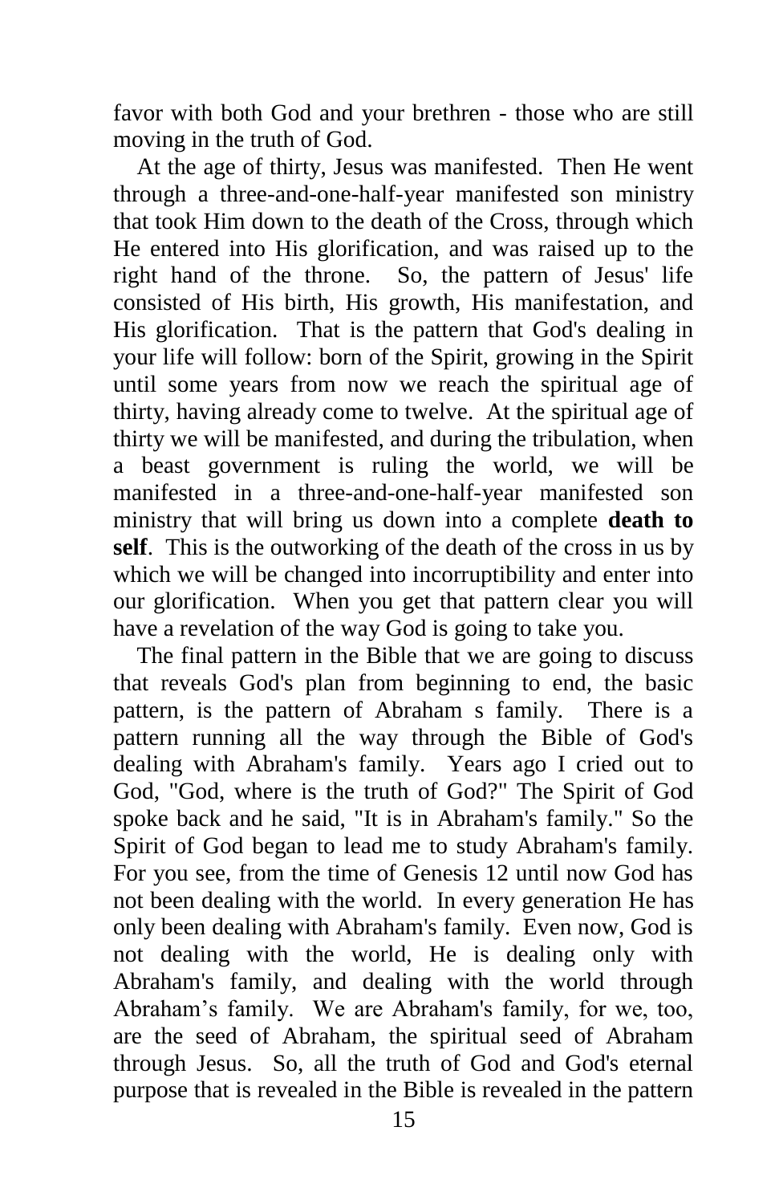favor with both God and your brethren - those who are still moving in the truth of God.

At the age of thirty, Jesus was manifested. Then He went through a three-and-one-half-year manifested son ministry that took Him down to the death of the Cross, through which He entered into His glorification, and was raised up to the right hand of the throne. So, the pattern of Jesus' life consisted of His birth, His growth, His manifestation, and His glorification. That is the pattern that God's dealing in your life will follow: born of the Spirit, growing in the Spirit until some years from now we reach the spiritual age of thirty, having already come to twelve. At the spiritual age of thirty we will be manifested, and during the tribulation, when a beast government is ruling the world, we will be manifested in a three-and-one-half-year manifested son ministry that will bring us down into a complete **death to self**. This is the outworking of the death of the cross in us by which we will be changed into incorruptibility and enter into our glorification. When you get that pattern clear you will have a revelation of the way God is going to take you.

The final pattern in the Bible that we are going to discuss that reveals God's plan from beginning to end, the basic pattern, is the pattern of Abraham s family. There is a pattern running all the way through the Bible of God's dealing with Abraham's family. Years ago I cried out to God, "God, where is the truth of God?" The Spirit of God spoke back and he said, "It is in Abraham's family." So the Spirit of God began to lead me to study Abraham's family. For you see, from the time of Genesis 12 until now God has not been dealing with the world. In every generation He has only been dealing with Abraham's family. Even now, God is not dealing with the world, He is dealing only with Abraham's family, and dealing with the world through Abraham's family. We are Abraham's family, for we, too, are the seed of Abraham, the spiritual seed of Abraham through Jesus. So, all the truth of God and God's eternal purpose that is revealed in the Bible is revealed in the pattern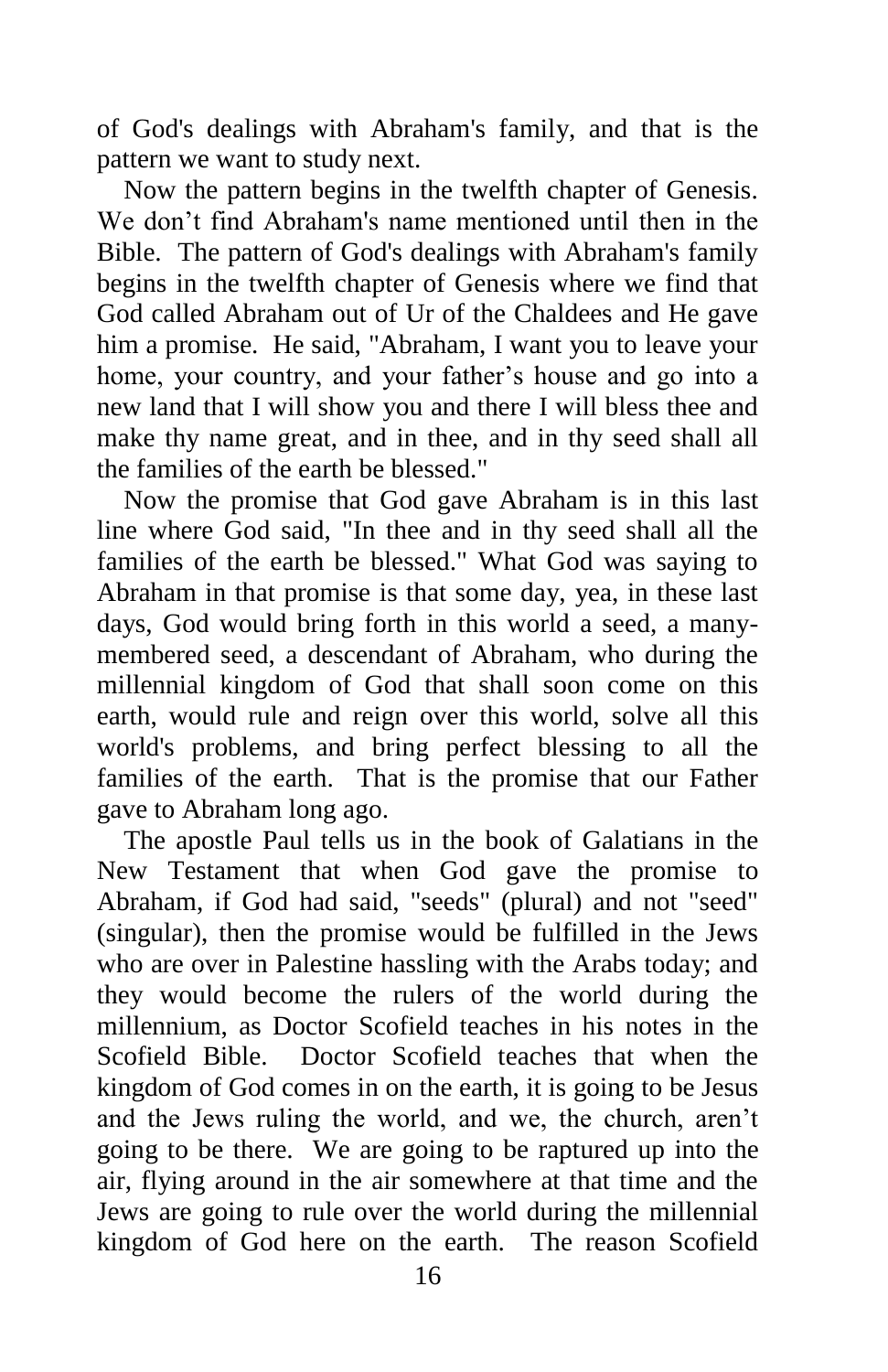of God's dealings with Abraham's family, and that is the pattern we want to study next.

Now the pattern begins in the twelfth chapter of Genesis. We don't find Abraham's name mentioned until then in the Bible. The pattern of God's dealings with Abraham's family begins in the twelfth chapter of Genesis where we find that God called Abraham out of Ur of the Chaldees and He gave him a promise. He said, "Abraham, I want you to leave your home, your country, and your father's house and go into a new land that I will show you and there I will bless thee and make thy name great, and in thee, and in thy seed shall all the families of the earth be blessed."

Now the promise that God gave Abraham is in this last line where God said, "In thee and in thy seed shall all the families of the earth be blessed." What God was saying to Abraham in that promise is that some day, yea, in these last days, God would bring forth in this world a seed, a many-membered seed, a descendant of Abraham, who during the millennial kingdom of God that shall soon come on this earth, would rule and reign over this world, solve all this world's problems, and bring perfect blessing to all the families of the earth. That is the promise that our Father gave to Abraham long ago.

The apostle Paul tells us in the book of Galatians in the New Testament that when God gave the promise to Abraham, if God had said, "seeds" (plural) and not "seed" (singular), then the promise would be fulfilled in the Jews who are over in Palestine hassling with the Arabs today; and they would become the rulers of the world during the millennium, as Doctor Scofield teaches in his notes in the Scofield Bible. Doctor Scofield teaches that when the kingdom of God comes in on the earth, it is going to be Jesus and the Jews ruling the world, and we, the church, aren't going to be there. We are going to be raptured up into the air, flying around in the air somewhere at that time and the Jews are going to rule over the world during the millennial kingdom of God here on the earth. The reason Scofield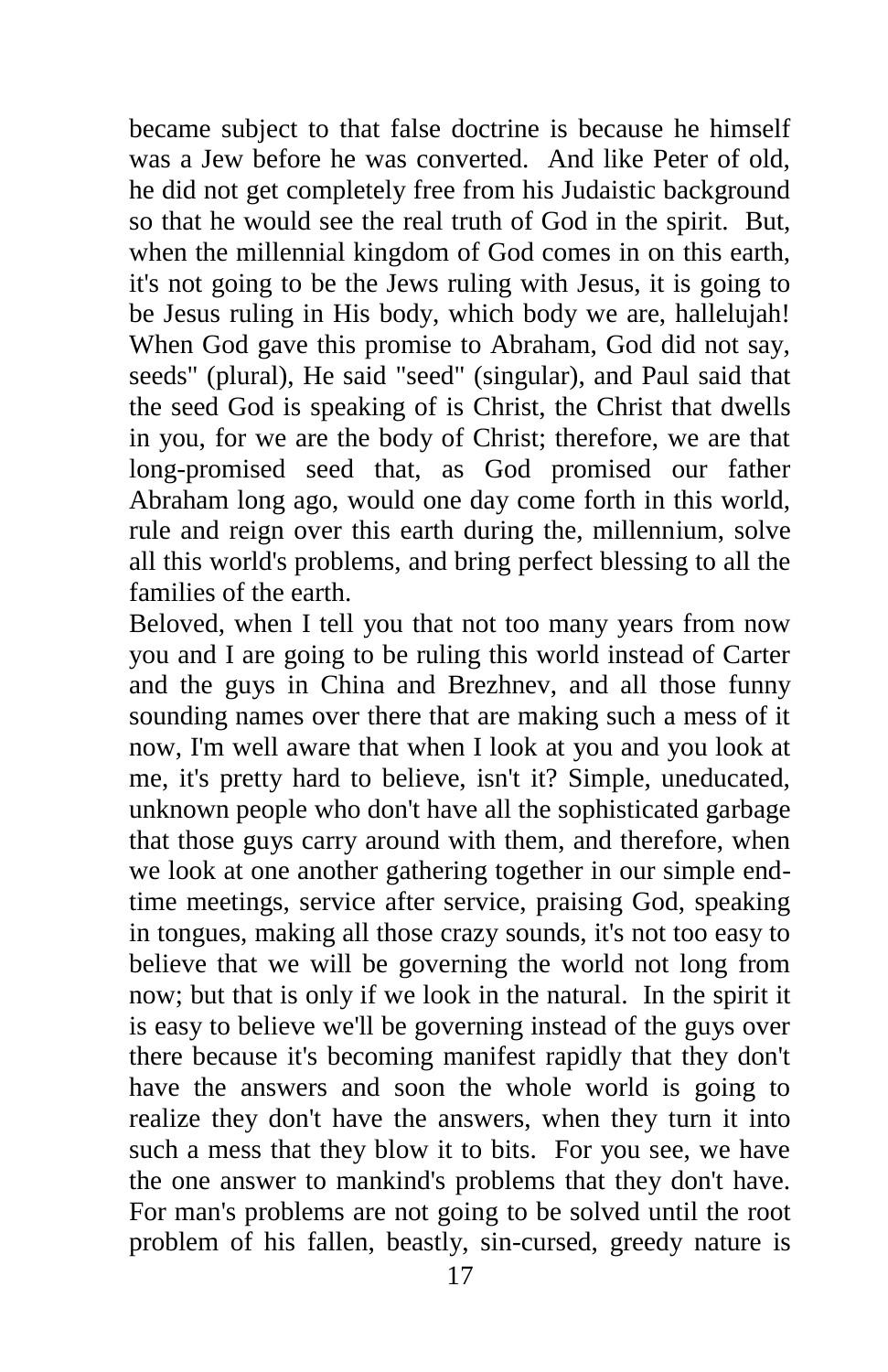became subject to that false doctrine is because he himself was a Jew before he was converted. And like Peter of old, he did not get completely free from his Judaistic background so that he would see the real truth of God in the spirit. But, when the millennial kingdom of God comes in on this earth, it's not going to be the Jews ruling with Jesus, it is going to be Jesus ruling in His body, which body we are, hallelujah! When God gave this promise to Abraham, God did not say, seeds" (plural), He said "seed" (singular), and Paul said that the seed God is speaking of is Christ, the Christ that dwells in you, for we are the body of Christ; therefore, we are that long-promised seed that, as God promised our father Abraham long ago, would one day come forth in this world, rule and reign over this earth during the, millennium, solve all this world's problems, and bring perfect blessing to all the families of the earth.

Beloved, when I tell you that not too many years from now you and I are going to be ruling this world instead of Carter and the guys in China and Brezhnev, and all those funny sounding names over there that are making such a mess of it now, I'm well aware that when I look at you and you look at me, it's pretty hard to believe, isn't it? Simple, uneducated, unknown people who don't have all the sophisticated garbage that those guys carry around with them, and therefore, when we look at one another gathering together in our simple end-time meetings, service after service, praising God, speaking in tongues, making all those crazy sounds, it's not too easy to believe that we will be governing the world not long from now; but that is only if we look in the natural. In the spirit it is easy to believe we'll be governing instead of the guys over there because it's becoming manifest rapidly that they don't have the answers and soon the whole world is going to realize they don't have the answers, when they turn it into such a mess that they blow it to bits. For you see, we have the one answer to mankind's problems that they don't have. For man's problems are not going to be solved until the root problem of his fallen, beastly, sin-cursed, greedy nature is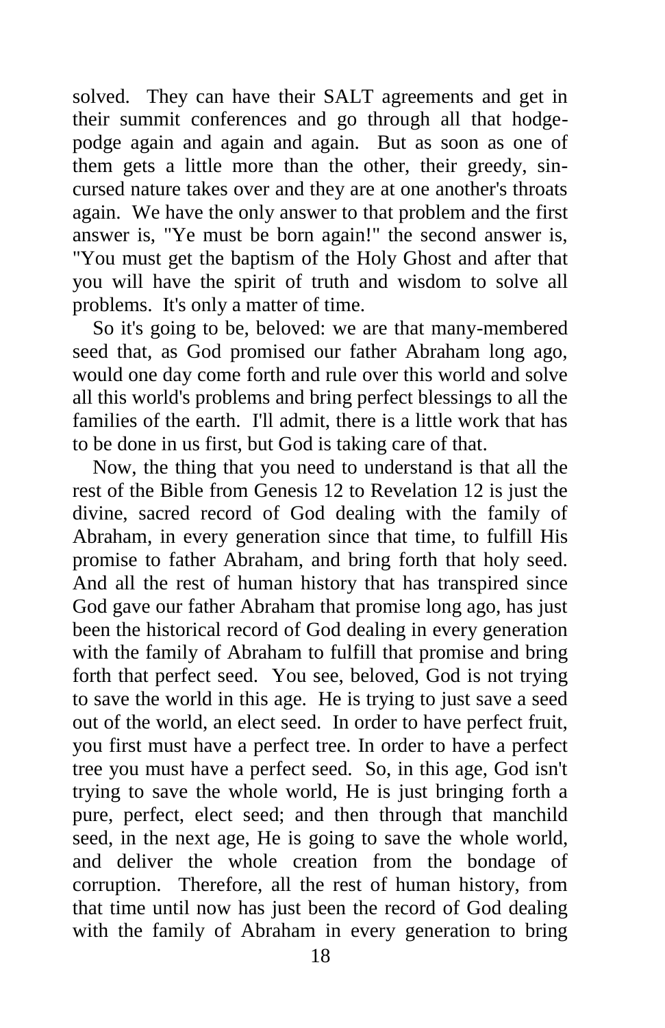solved. They can have their SALT agreements and get in their summit conferences and go through all that hodge-podge again and again and again. But as soon as one of them gets a little more than the other, their greedy, sin-cursed nature takes over and they are at one another's throats again. We have the only answer to that problem and the first answer is, "Ye must be born again!" the second answer is, "You must get the baptism of the Holy Ghost and after that you will have the spirit of truth and wisdom to solve all problems. It's only a matter of time.

So it's going to be, beloved: we are that many-membered seed that, as God promised our father Abraham long ago, would one day come forth and rule over this world and solve all this world's problems and bring perfect blessings to all the families of the earth. I'll admit, there is a little work that has to be done in us first, but God is taking care of that.

Now, the thing that you need to understand is that all the rest of the Bible from Genesis 12 to Revelation 12 is just the divine, sacred record of God dealing with the family of Abraham, in every generation since that time, to fulfill His promise to father Abraham, and bring forth that holy seed. And all the rest of human history that has transpired since God gave our father Abraham that promise long ago, has just been the historical record of God dealing in every generation with the family of Abraham to fulfill that promise and bring forth that perfect seed. You see, beloved, God is not trying to save the world in this age. He is trying to just save a seed out of the world, an elect seed. In order to have perfect fruit, you first must have a perfect tree. In order to have a perfect tree you must have a perfect seed. So, in this age, God isn't trying to save the whole world, He is just bringing forth a pure, perfect, elect seed; and then through that manchild seed, in the next age, He is going to save the whole world, and deliver the whole creation from the bondage of corruption. Therefore, all the rest of human history, from that time until now has just been the record of God dealing with the family of Abraham in every generation to bring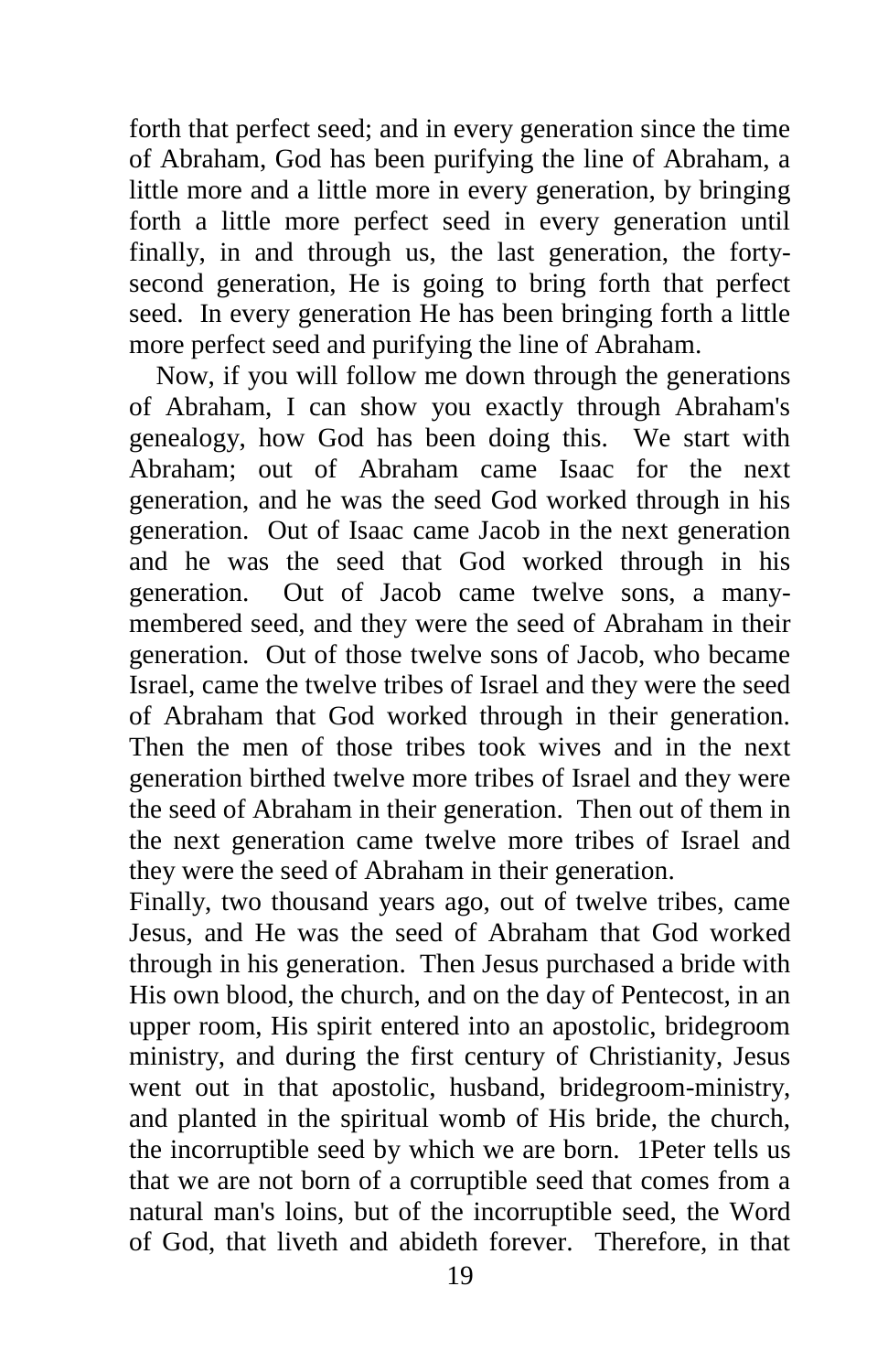forth that perfect seed; and in every generation since the time of Abraham, God has been purifying the line of Abraham, a little more and a little more in every generation, by bringing forth a little more perfect seed in every generation until finally, in and through us, the last generation, the forty-second generation, He is going to bring forth that perfect seed. In every generation He has been bringing forth a little more perfect seed and purifying the line of Abraham.

Now, if you will follow me down through the generations of Abraham, I can show you exactly through Abraham's genealogy, how God has been doing this. We start with Abraham; out of Abraham came Isaac for the next generation, and he was the seed God worked through in his generation. Out of Isaac came Jacob in the next generation and he was the seed that God worked through in his generation. Out of Jacob came twelve sons, a many-membered seed, and they were the seed of Abraham in their generation. Out of those twelve sons of Jacob, who became Israel, came the twelve tribes of Israel and they were the seed of Abraham that God worked through in their generation. Then the men of those tribes took wives and in the next generation birthed twelve more tribes of Israel and they were the seed of Abraham in their generation. Then out of them in the next generation came twelve more tribes of Israel and they were the seed of Abraham in their generation.

Finally, two thousand years ago, out of twelve tribes, came Jesus, and He was the seed of Abraham that God worked through in his generation. Then Jesus purchased a bride with His own blood, the church, and on the day of Pentecost, in an upper room, His spirit entered into an apostolic, bridegroom ministry, and during the first century of Christianity, Jesus went out in that apostolic, husband, bridegroom-ministry, and planted in the spiritual womb of His bride, the church, the incorruptible seed by which we are born. 1Peter tells us that we are not born of a corruptible seed that comes from a natural man's loins, but of the incorruptible seed, the Word of God, that liveth and abideth forever. Therefore, in that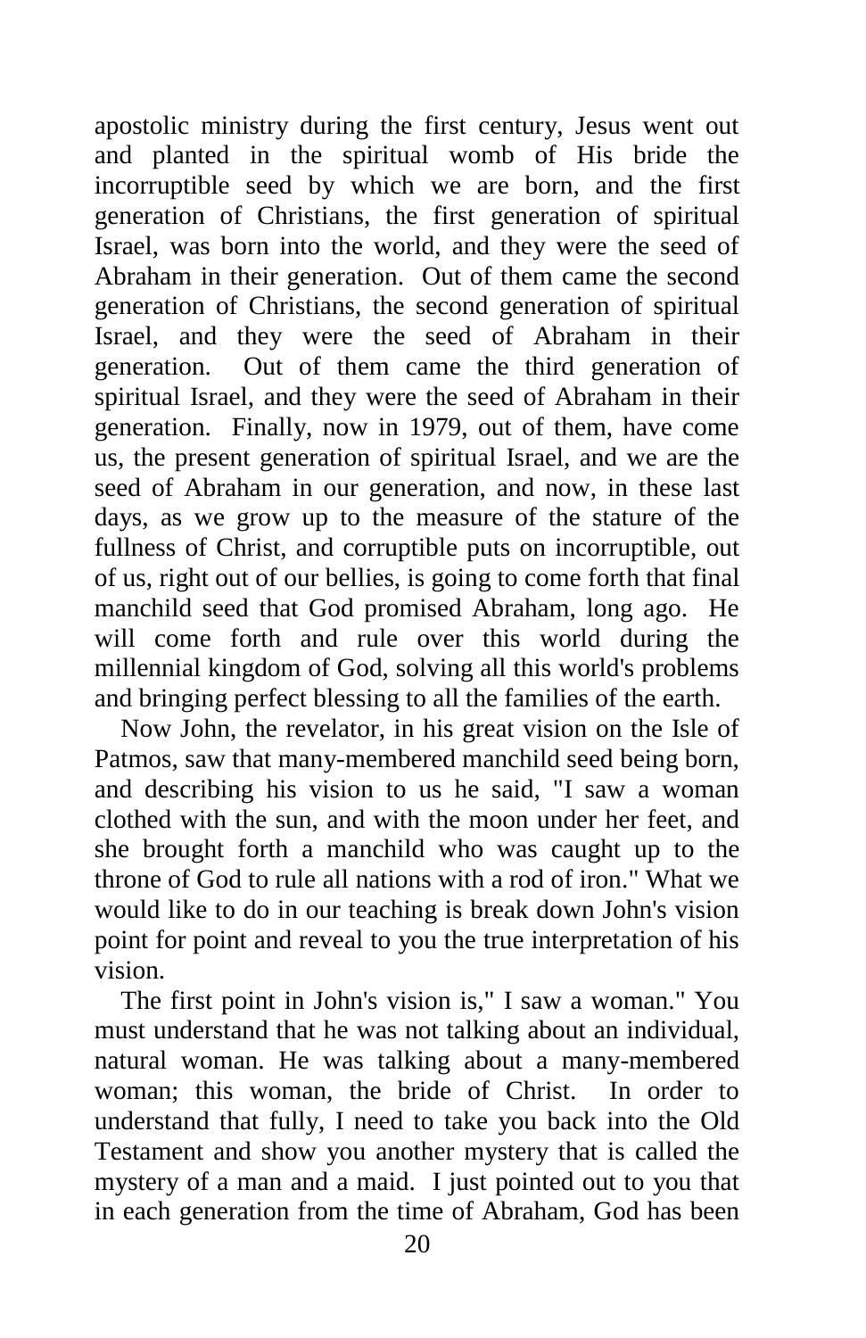apostolic ministry during the first century, Jesus went out and planted in the spiritual womb of His bride the incorruptible seed by which we are born, and the first generation of Christians, the first generation of spiritual Israel, was born into the world, and they were the seed of Abraham in their generation. Out of them came the second generation of Christians, the second generation of spiritual Israel, and they were the seed of Abraham in their generation. Out of them came the third generation of spiritual Israel, and they were the seed of Abraham in their generation. Finally, now in 1979, out of them, have come us, the present generation of spiritual Israel, and we are the seed of Abraham in our generation, and now, in these last days, as we grow up to the measure of the stature of the fullness of Christ, and corruptible puts on incorruptible, out of us, right out of our bellies, is going to come forth that final manchild seed that God promised Abraham, long ago. He will come forth and rule over this world during the millennial kingdom of God, solving all this world's problems and bringing perfect blessing to all the families of the earth.

Now John, the revelator, in his great vision on the Isle of Patmos, saw that many-membered manchild seed being born, and describing his vision to us he said, "I saw a woman clothed with the sun, and with the moon under her feet, and she brought forth a manchild who was caught up to the throne of God to rule all nations with a rod of iron." What we would like to do in our teaching is break down John's vision point for point and reveal to you the true interpretation of his vision.

The first point in John's vision is," I saw a woman." You must understand that he was not talking about an individual, natural woman. He was talking about a many-membered woman; this woman, the bride of Christ. In order to understand that fully, I need to take you back into the Old Testament and show you another mystery that is called the mystery of a man and a maid. I just pointed out to you that in each generation from the time of Abraham, God has been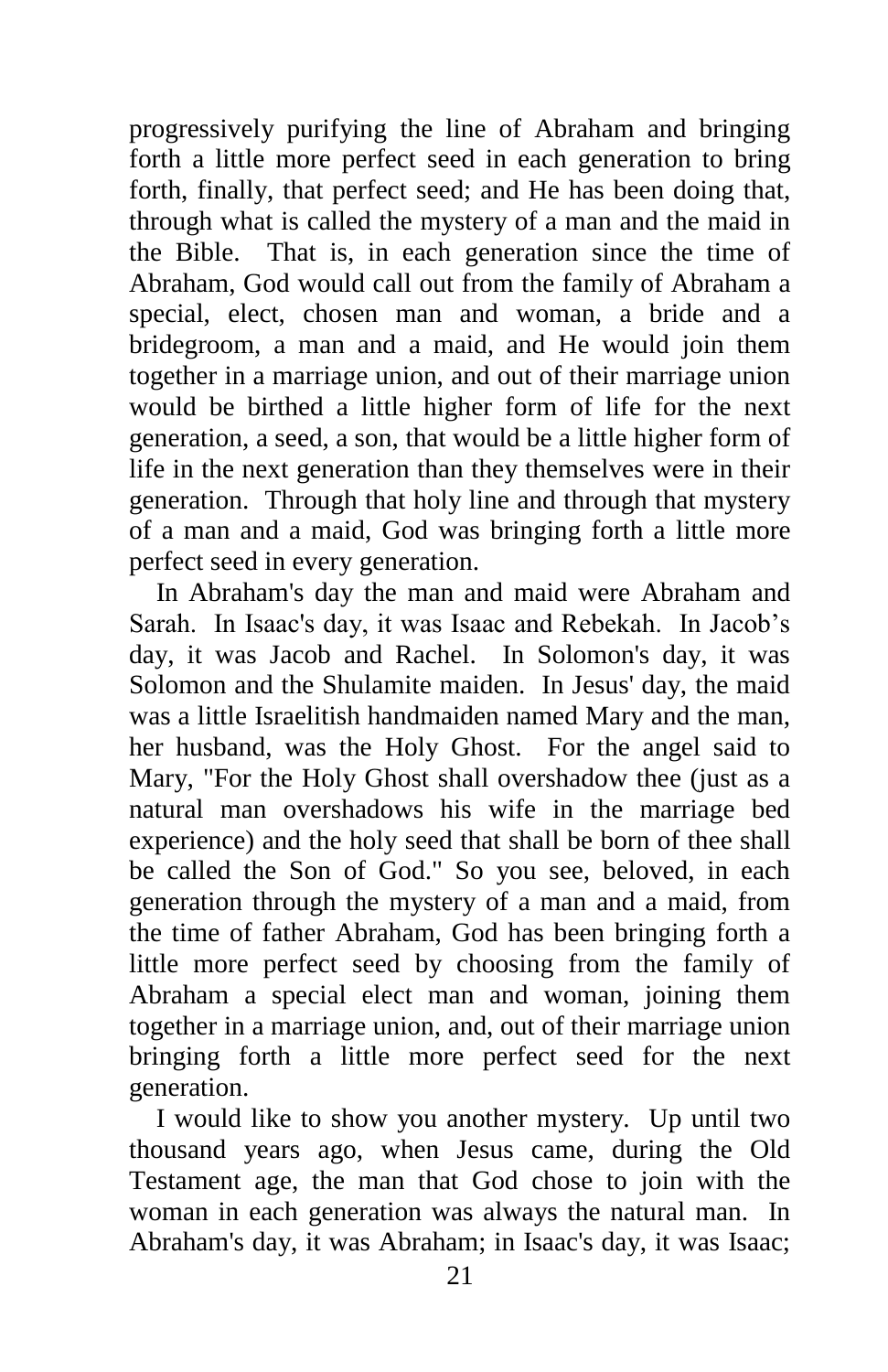progressively purifying the line of Abraham and bringing forth a little more perfect seed in each generation to bring forth, finally, that perfect seed; and He has been doing that, through what is called the mystery of a man and the maid in the Bible. That is, in each generation since the time of Abraham, God would call out from the family of Abraham a special, elect, chosen man and woman, a bride and a bridegroom, a man and a maid, and He would join them together in a marriage union, and out of their marriage union would be birthed a little higher form of life for the next generation, a seed, a son, that would be a little higher form of life in the next generation than they themselves were in their generation. Through that holy line and through that mystery of a man and a maid, God was bringing forth a little more perfect seed in every generation.

In Abraham's day the man and maid were Abraham and Sarah. In Isaac's day, it was Isaac and Rebekah. In Jacob's day, it was Jacob and Rachel. In Solomon's day, it was Solomon and the Shulamite maiden. In Jesus' day, the maid was a little Israelitish handmaiden named Mary and the man, her husband, was the Holy Ghost. For the angel said to Mary, "For the Holy Ghost shall overshadow thee (just as a natural man overshadows his wife in the marriage bed experience) and the holy seed that shall be born of thee shall be called the Son of God." So you see, beloved, in each generation through the mystery of a man and a maid, from the time of father Abraham, God has been bringing forth a little more perfect seed by choosing from the family of Abraham a special elect man and woman, joining them together in a marriage union, and, out of their marriage union bringing forth a little more perfect seed for the next generation.

I would like to show you another mystery. Up until two thousand years ago, when Jesus came, during the Old Testament age, the man that God chose to join with the woman in each generation was always the natural man. In Abraham's day, it was Abraham; in Isaac's day, it was Isaac;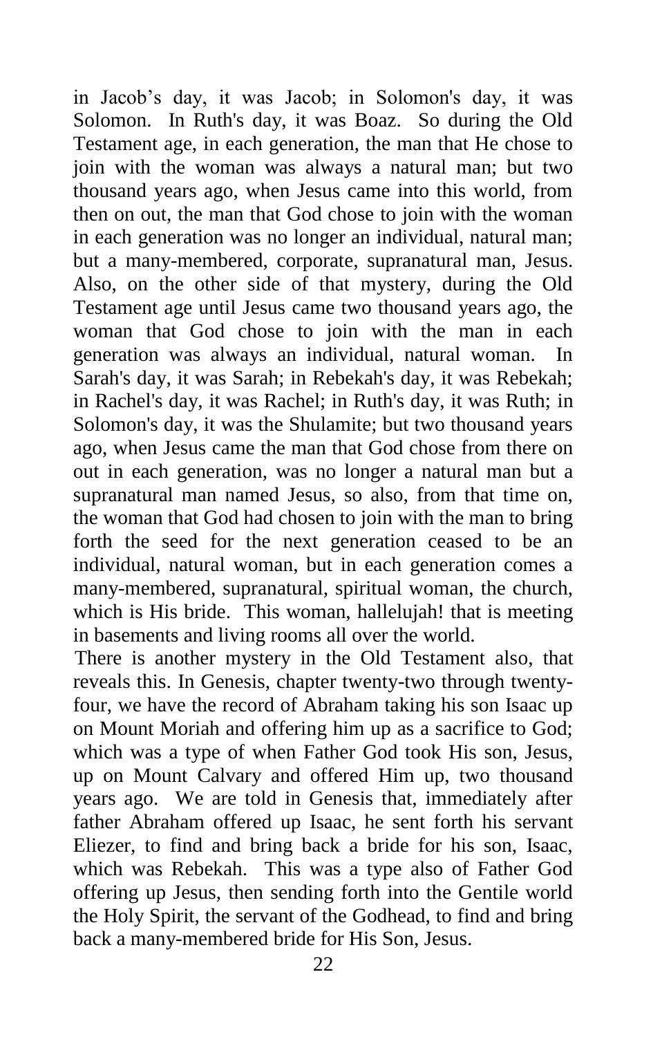in Jacob's day, it was Jacob; in Solomon's day, it was Solomon. In Ruth's day, it was Boaz. So during the Old Testament age, in each generation, the man that He chose to join with the woman was always a natural man; but two thousand years ago, when Jesus came into this world, from then on out, the man that God chose to join with the woman in each generation was no longer an individual, natural man; but a many-membered, corporate, supranatural man, Jesus. Also, on the other side of that mystery, during the Old Testament age until Jesus came two thousand years ago, the woman that God chose to join with the man in each generation was always an individual, natural woman. In Sarah's day, it was Sarah; in Rebekah's day, it was Rebekah; in Rachel's day, it was Rachel; in Ruth's day, it was Ruth; in Solomon's day, it was the Shulamite; but two thousand years ago, when Jesus came the man that God chose from there on out in each generation, was no longer a natural man but a supranatural man named Jesus, so also, from that time on, the woman that God had chosen to join with the man to bring forth the seed for the next generation ceased to be an individual, natural woman, but in each generation comes a many-membered, supranatural, spiritual woman, the church, which is His bride. This woman, hallelujah! that is meeting in basements and living rooms all over the world.

There is another mystery in the Old Testament also, that reveals this. In Genesis, chapter twenty-two through twenty-four, we have the record of Abraham taking his son Isaac up on Mount Moriah and offering him up as a sacrifice to God; which was a type of when Father God took His son, Jesus, up on Mount Calvary and offered Him up, two thousand years ago. We are told in Genesis that, immediately after father Abraham offered up Isaac, he sent forth his servant Eliezer, to find and bring back a bride for his son, Isaac, which was Rebekah. This was a type also of Father God offering up Jesus, then sending forth into the Gentile world the Holy Spirit, the servant of the Godhead, to find and bring back a many-membered bride for His Son, Jesus.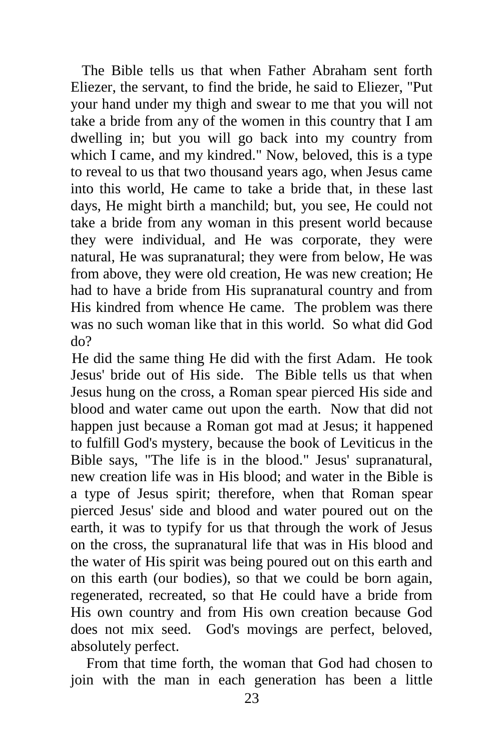The Bible tells us that when Father Abraham sent forth Eliezer, the servant, to find the bride, he said to Eliezer, "Put your hand under my thigh and swear to me that you will not take a bride from any of the women in this country that I am dwelling in; but you will go back into my country from which I came, and my kindred." Now, beloved, this is a type to reveal to us that two thousand years ago, when Jesus came into this world, He came to take a bride that, in these last days, He might birth a manchild; but, you see, He could not take a bride from any woman in this present world because they were individual, and He was corporate, they were natural, He was supranatural; they were from below, He was from above, they were old creation, He was new creation; He had to have a bride from His supranatural country and from His kindred from whence He came. The problem was there was no such woman like that in this world. So what did God do?

He did the same thing He did with the first Adam. He took Jesus' bride out of His side. The Bible tells us that when Jesus hung on the cross, a Roman spear pierced His side and blood and water came out upon the earth. Now that did not happen just because a Roman got mad at Jesus; it happened to fulfill God's mystery, because the book of Leviticus in the Bible says, "The life is in the blood." Jesus' supranatural, new creation life was in His blood; and water in the Bible is a type of Jesus spirit; therefore, when that Roman spear pierced Jesus' side and blood and water poured out on the earth, it was to typify for us that through the work of Jesus on the cross, the supranatural life that was in His blood and the water of His spirit was being poured out on this earth and on this earth (our bodies), so that we could be born again, regenerated, recreated, so that He could have a bride from His own country and from His own creation because God does not mix seed. God's movings are perfect, beloved, absolutely perfect.

From that time forth, the woman that God had chosen to join with the man in each generation has been a little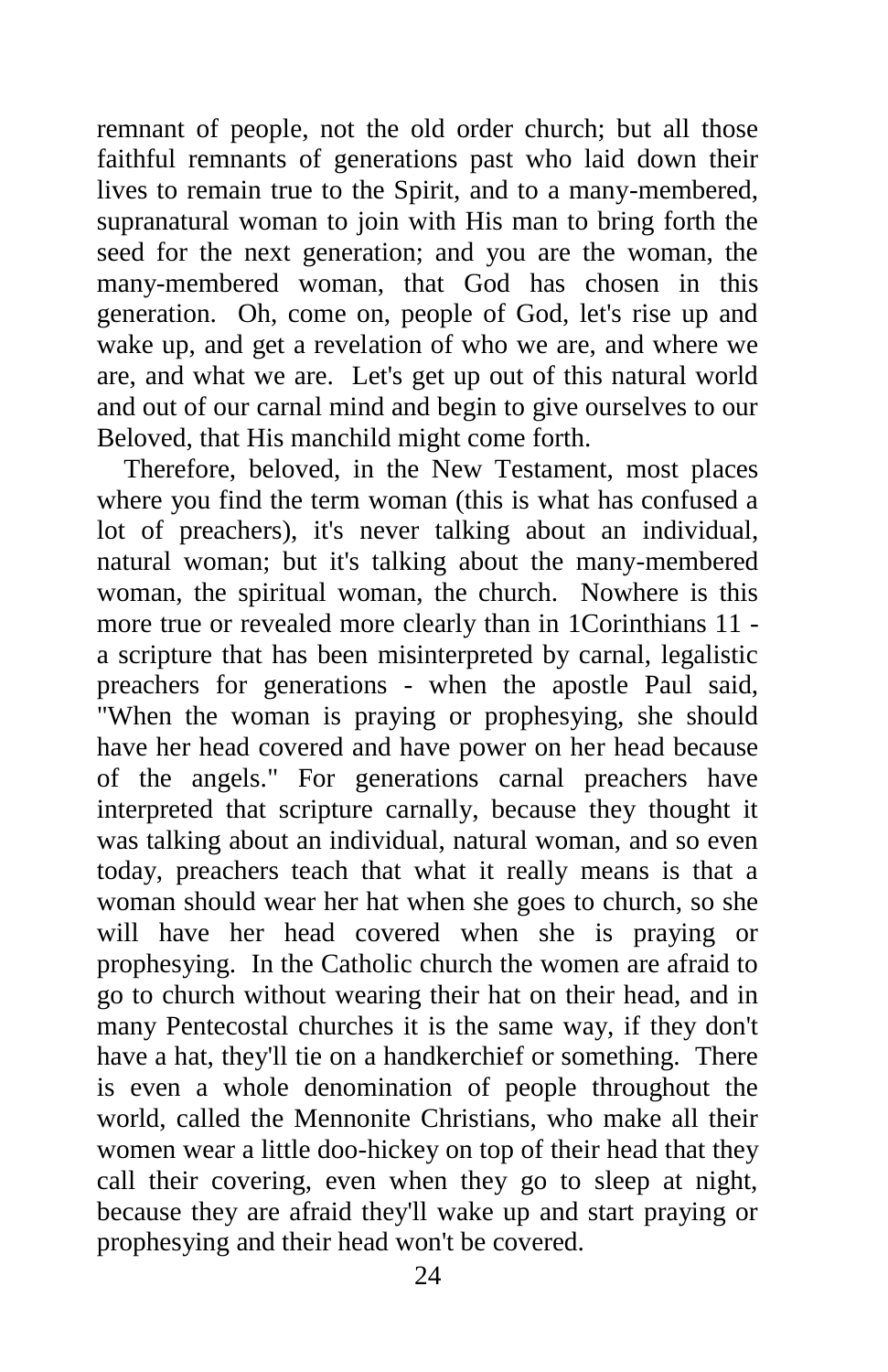remnant of people, not the old order church; but all those faithful remnants of generations past who laid down their lives to remain true to the Spirit, and to a many-membered, supranatural woman to join with His man to bring forth the seed for the next generation; and you are the woman, the many-membered woman, that God has chosen in this generation. Oh, come on, people of God, let's rise up and wake up, and get a revelation of who we are, and where we are, and what we are. Let's get up out of this natural world and out of our carnal mind and begin to give ourselves to our Beloved, that His manchild might come forth.

Therefore, beloved, in the New Testament, most places where you find the term woman (this is what has confused a lot of preachers), it's never talking about an individual, natural woman; but it's talking about the many-membered woman, the spiritual woman, the church. Nowhere is this more true or revealed more clearly than in 1Corinthians 11 - a scripture that has been misinterpreted by carnal, legalistic preachers for generations - when the apostle Paul said, "When the woman is praying or prophesying, she should have her head covered and have power on her head because of the angels." For generations carnal preachers have interpreted that scripture carnally, because they thought it was talking about an individual, natural woman, and so even today, preachers teach that what it really means is that a woman should wear her hat when she goes to church, so she will have her head covered when she is praying or prophesying. In the Catholic church the women are afraid to go to church without wearing their hat on their head, and in many Pentecostal churches it is the same way, if they don't have a hat, they'll tie on a handkerchief or something. There is even a whole denomination of people throughout the world, called the Mennonite Christians, who make all their women wear a little doo-hickey on top of their head that they call their covering, even when they go to sleep at night, because they are afraid they'll wake up and start praying or prophesying and their head won't be covered.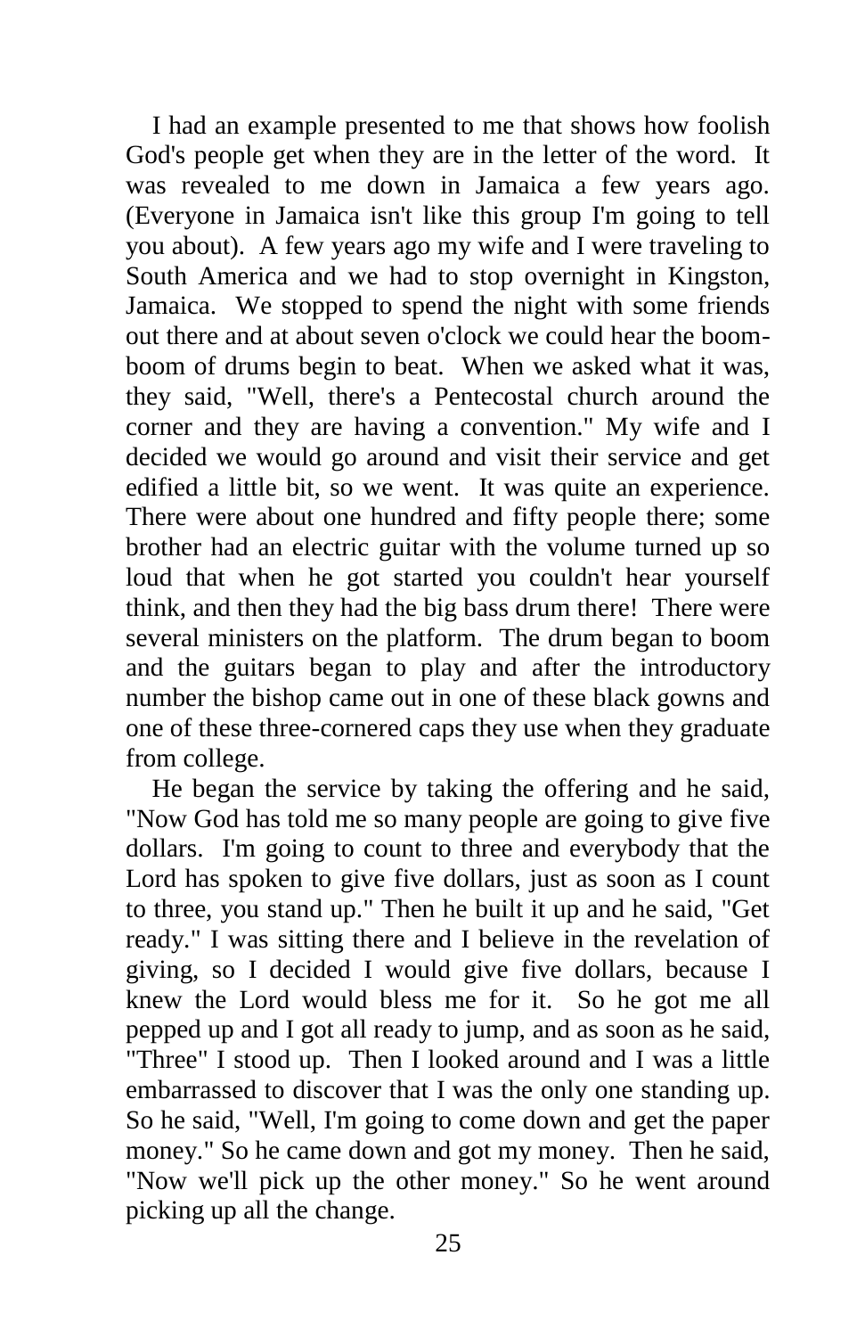I had an example presented to me that shows how foolish God's people get when they are in the letter of the word. It was revealed to me down in Jamaica a few years ago. (Everyone in Jamaica isn't like this group I'm going to tell you about). A few years ago my wife and I were traveling to South America and we had to stop overnight in Kingston, Jamaica. We stopped to spend the night with some friends out there and at about seven o'clock we could hear the boom-boom of drums begin to beat. When we asked what it was, they said, "Well, there's a Pentecostal church around the corner and they are having a convention." My wife and I decided we would go around and visit their service and get edified a little bit, so we went. It was quite an experience. There were about one hundred and fifty people there; some brother had an electric guitar with the volume turned up so loud that when he got started you couldn't hear yourself think, and then they had the big bass drum there! There were several ministers on the platform. The drum began to boom and the guitars began to play and after the introductory number the bishop came out in one of these black gowns and one of these three-cornered caps they use when they graduate from college.

He began the service by taking the offering and he said, "Now God has told me so many people are going to give five dollars. I'm going to count to three and everybody that the Lord has spoken to give five dollars, just as soon as I count to three, you stand up." Then he built it up and he said, "Get ready." I was sitting there and I believe in the revelation of giving, so I decided I would give five dollars, because I knew the Lord would bless me for it. So he got me all pepped up and I got all ready to jump, and as soon as he said, "Three" I stood up. Then I looked around and I was a little embarrassed to discover that I was the only one standing up. So he said, "Well, I'm going to come down and get the paper money." So he came down and got my money. Then he said, "Now we'll pick up the other money." So he went around picking up all the change.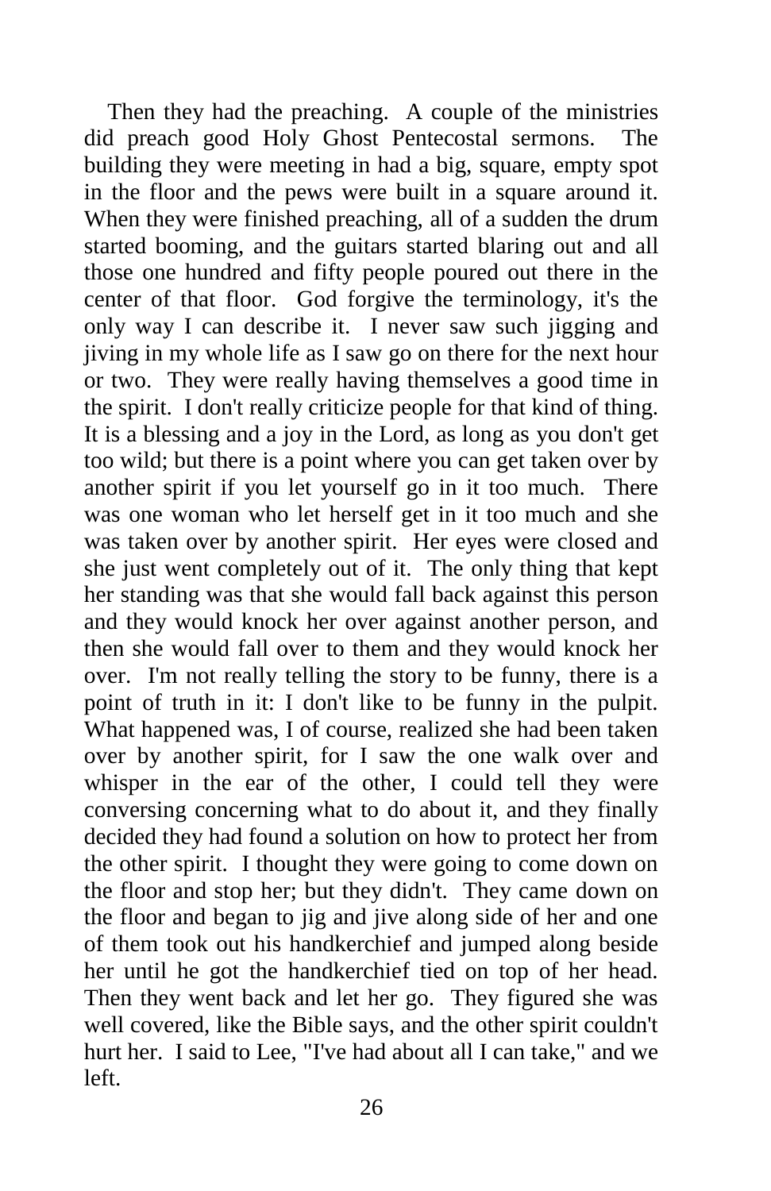Then they had the preaching. A couple of the ministries did preach good Holy Ghost Pentecostal sermons. The building they were meeting in had a big, square, empty spot in the floor and the pews were built in a square around it. When they were finished preaching, all of a sudden the drum started booming, and the guitars started blaring out and all those one hundred and fifty people poured out there in the center of that floor. God forgive the terminology, it's the only way I can describe it. I never saw such jigging and jiving in my whole life as I saw go on there for the next hour or two. They were really having themselves a good time in the spirit. I don't really criticize people for that kind of thing. It is a blessing and a joy in the Lord, as long as you don't get too wild; but there is a point where you can get taken over by another spirit if you let yourself go in it too much. There was one woman who let herself get in it too much and she was taken over by another spirit. Her eyes were closed and she just went completely out of it. The only thing that kept her standing was that she would fall back against this person and they would knock her over against another person, and then she would fall over to them and they would knock her over. I'm not really telling the story to be funny, there is a point of truth in it: I don't like to be funny in the pulpit. What happened was, I of course, realized she had been taken over by another spirit, for I saw the one walk over and whisper in the ear of the other, I could tell they were conversing concerning what to do about it, and they finally decided they had found a solution on how to protect her from the other spirit. I thought they were going to come down on the floor and stop her; but they didn't. They came down on the floor and began to jig and jive along side of her and one of them took out his handkerchief and jumped along beside her until he got the handkerchief tied on top of her head. Then they went back and let her go. They figured she was well covered, like the Bible says, and the other spirit couldn't hurt her. I said to Lee, "I've had about all I can take," and we left.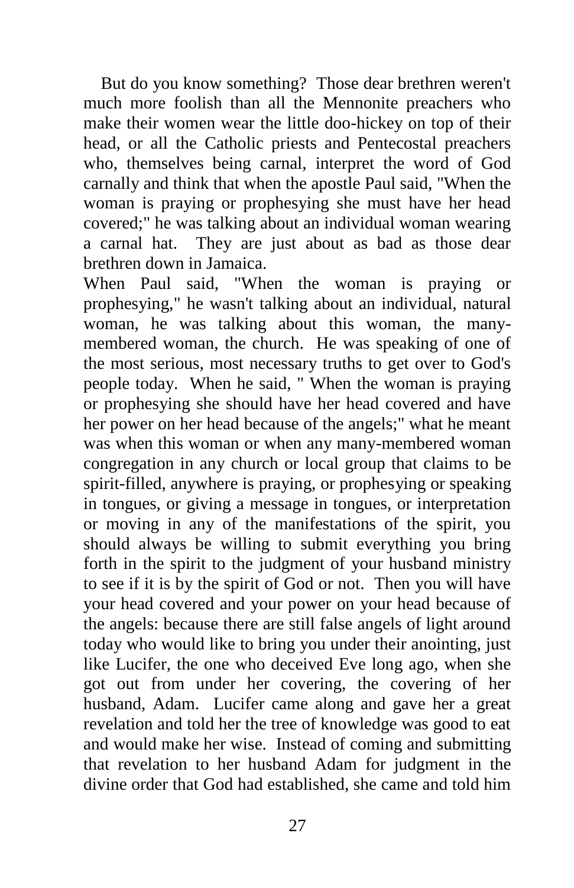But do you know something? Those dear brethren weren't much more foolish than all the Mennonite preachers who make their women wear the little doo-hickey on top of their head, or all the Catholic priests and Pentecostal preachers who, themselves being carnal, interpret the word of God carnally and think that when the apostle Paul said, "When the woman is praying or prophesying she must have her head covered;" he was talking about an individual woman wearing a carnal hat. They are just about as bad as those dear brethren down in Jamaica.

When Paul said, "When the woman is praying or prophesying," he wasn't talking about an individual, natural woman, he was talking about this woman, the many-membered woman, the church. He was speaking of one of the most serious, most necessary truths to get over to God's people today. When he said, " When the woman is praying or prophesying she should have her head covered and have her power on her head because of the angels;" what he meant was when this woman or when any many-membered woman congregation in any church or local group that claims to be spirit-filled, anywhere is praying, or prophesying or speaking in tongues, or giving a message in tongues, or interpretation or moving in any of the manifestations of the spirit, you should always be willing to submit everything you bring forth in the spirit to the judgment of your husband ministry to see if it is by the spirit of God or not. Then you will have your head covered and your power on your head because of the angels: because there are still false angels of light around today who would like to bring you under their anointing, just like Lucifer, the one who deceived Eve long ago, when she got out from under her covering, the covering of her husband, Adam. Lucifer came along and gave her a great revelation and told her the tree of knowledge was good to eat and would make her wise. Instead of coming and submitting that revelation to her husband Adam for judgment in the divine order that God had established, she came and told him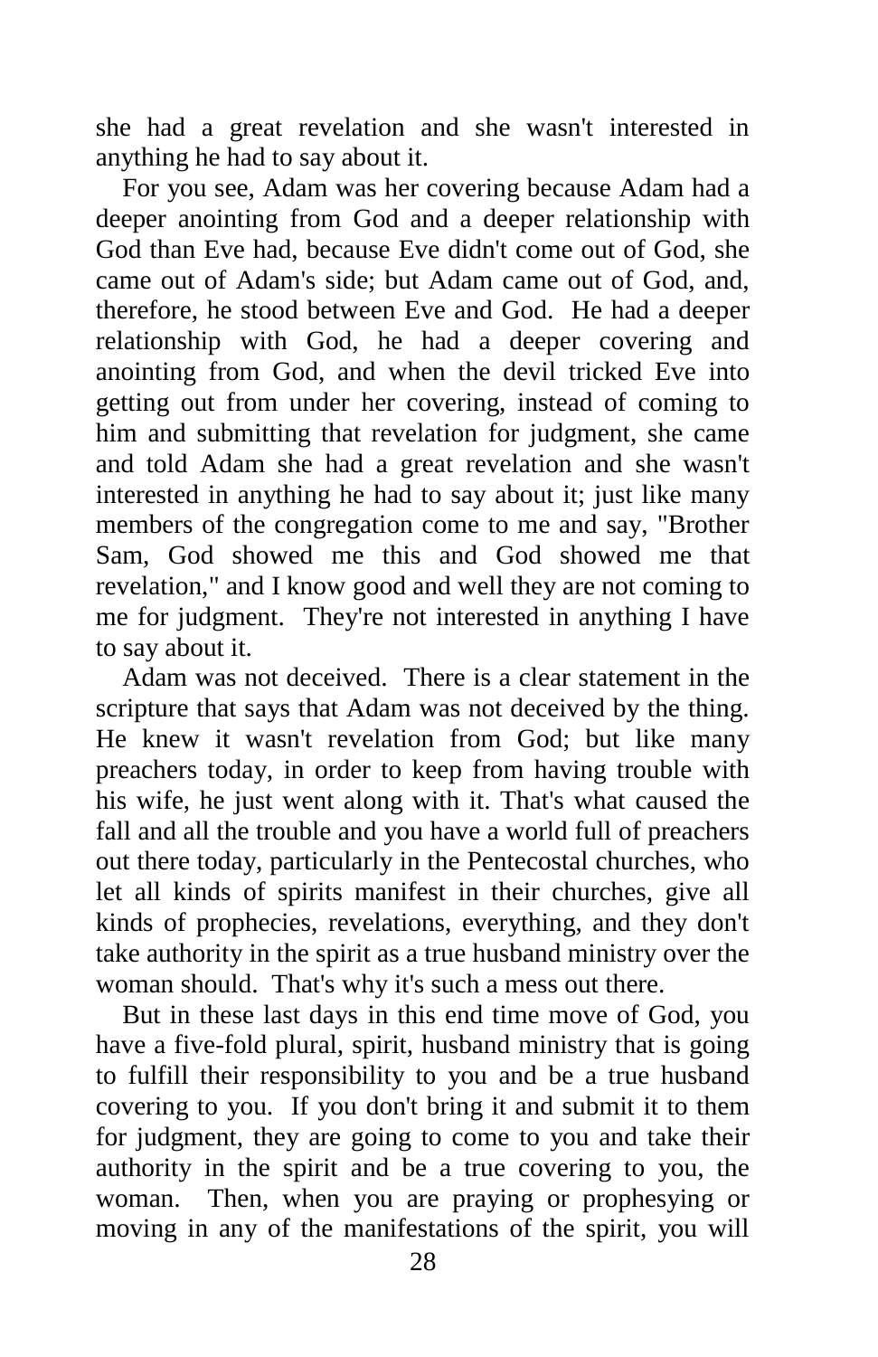she had a great revelation and she wasn't interested in anything he had to say about it.

For you see, Adam was her covering because Adam had a deeper anointing from God and a deeper relationship with God than Eve had, because Eve didn't come out of God, she came out of Adam's side; but Adam came out of God, and, therefore, he stood between Eve and God. He had a deeper relationship with God, he had a deeper covering and anointing from God, and when the devil tricked Eve into getting out from under her covering, instead of coming to him and submitting that revelation for judgment, she came and told Adam she had a great revelation and she wasn't interested in anything he had to say about it; just like many members of the congregation come to me and say, "Brother Sam, God showed me this and God showed me that revelation," and I know good and well they are not coming to me for judgment. They're not interested in anything I have to say about it.

Adam was not deceived. There is a clear statement in the scripture that says that Adam was not deceived by the thing. He knew it wasn't revelation from God; but like many preachers today, in order to keep from having trouble with his wife, he just went along with it. That's what caused the fall and all the trouble and you have a world full of preachers out there today, particularly in the Pentecostal churches, who let all kinds of spirits manifest in their churches, give all kinds of prophecies, revelations, everything, and they don't take authority in the spirit as a true husband ministry over the woman should. That's why it's such a mess out there.

But in these last days in this end time move of God, you have a five-fold plural, spirit, husband ministry that is going to fulfill their responsibility to you and be a true husband covering to you. If you don't bring it and submit it to them for judgment, they are going to come to you and take their authority in the spirit and be a true covering to you, the woman. Then, when you are praying or prophesying or moving in any of the manifestations of the spirit, you will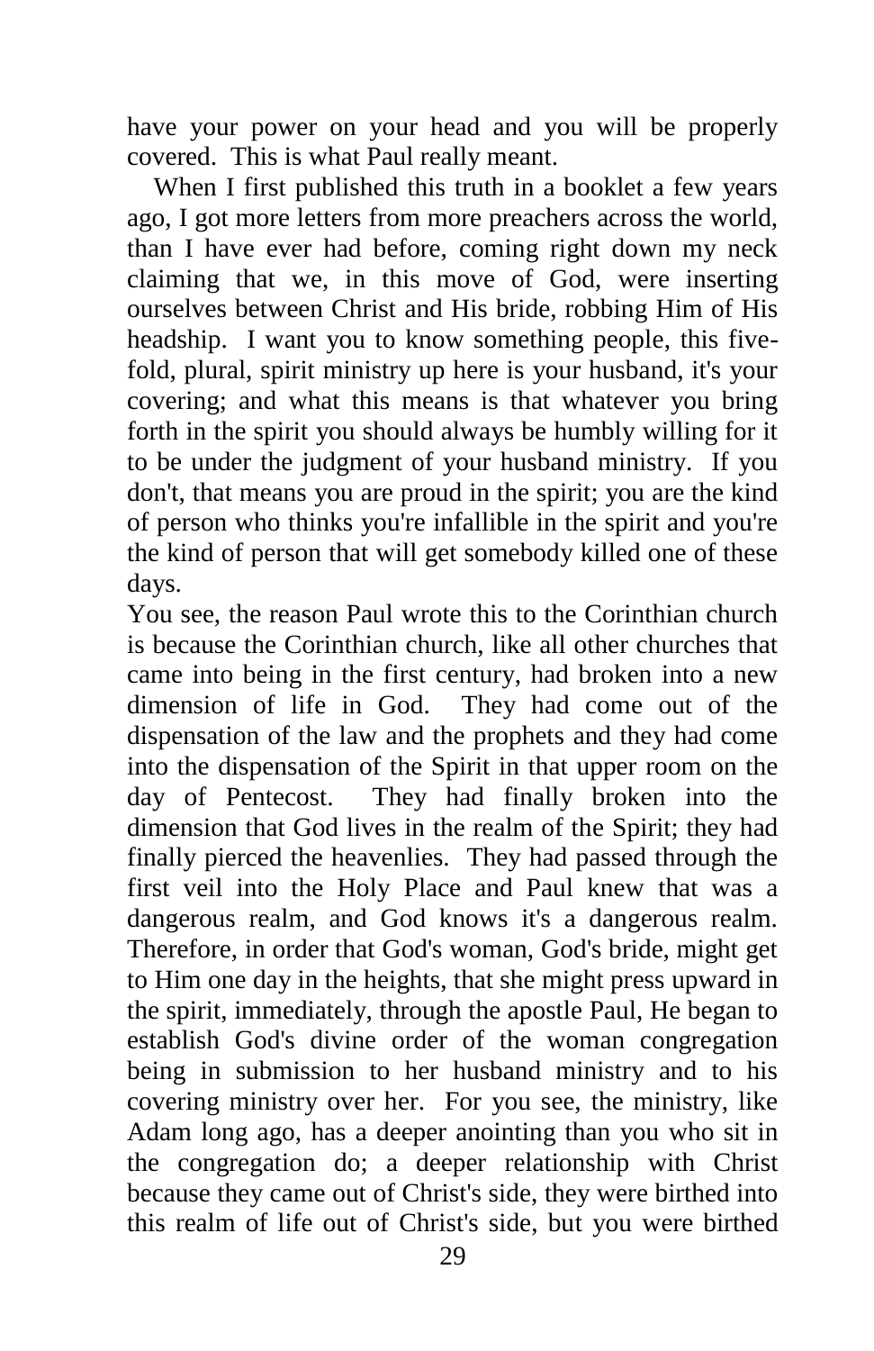have your power on your head and you will be properly covered. This is what Paul really meant.

When I first published this truth in a booklet a few years ago, I got more letters from more preachers across the world, than I have ever had before, coming right down my neck claiming that we, in this move of God, were inserting ourselves between Christ and His bride, robbing Him of His headship. I want you to know something people, this five-fold, plural, spirit ministry up here is your husband, it's your covering; and what this means is that whatever you bring forth in the spirit you should always be humbly willing for it to be under the judgment of your husband ministry. If you don't, that means you are proud in the spirit; you are the kind of person who thinks you're infallible in the spirit and you're the kind of person that will get somebody killed one of these days.

You see, the reason Paul wrote this to the Corinthian church is because the Corinthian church, like all other churches that came into being in the first century, had broken into a new dimension of life in God. They had come out of the dispensation of the law and the prophets and they had come into the dispensation of the Spirit in that upper room on the day of Pentecost. They had finally broken into the dimension that God lives in the realm of the Spirit; they had finally pierced the heavenlies. They had passed through the first veil into the Holy Place and Paul knew that was a dangerous realm, and God knows it's a dangerous realm. Therefore, in order that God's woman, God's bride, might get to Him one day in the heights, that she might press upward in the spirit, immediately, through the apostle Paul, He began to establish God's divine order of the woman congregation being in submission to her husband ministry and to his covering ministry over her. For you see, the ministry, like Adam long ago, has a deeper anointing than you who sit in the congregation do; a deeper relationship with Christ because they came out of Christ's side, they were birthed into this realm of life out of Christ's side, but you were birthed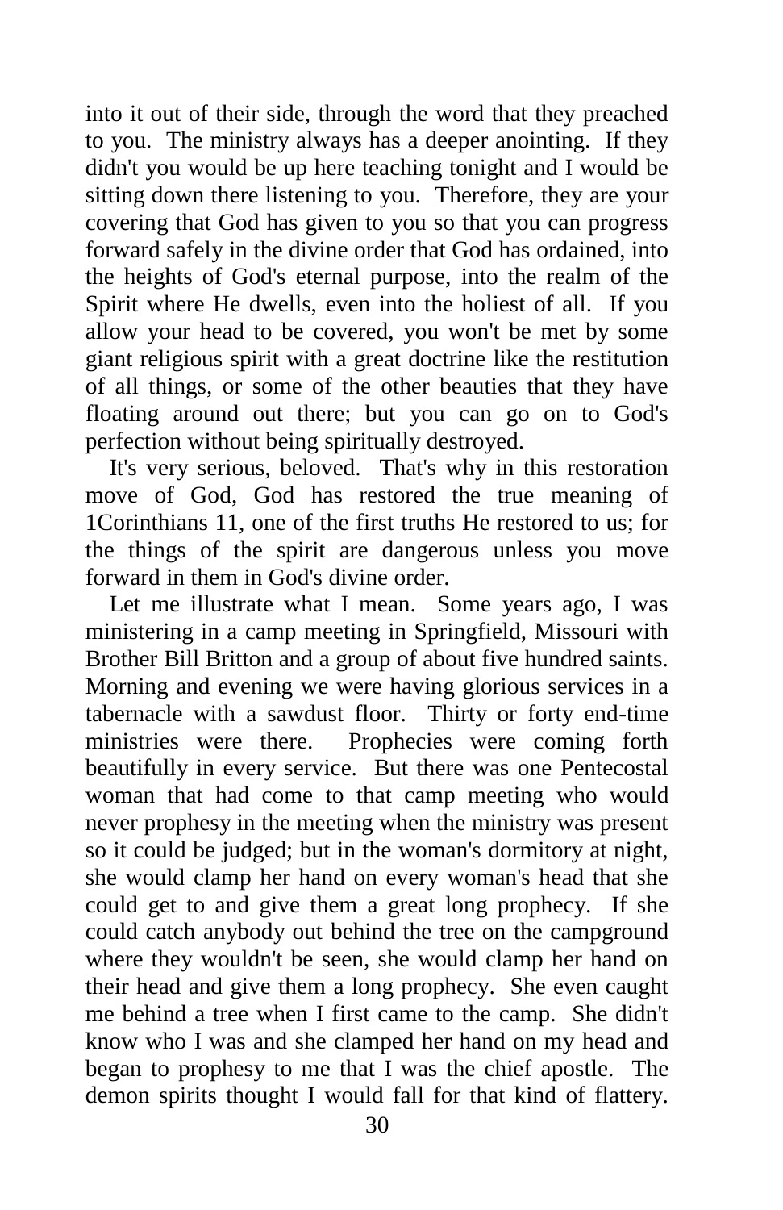into it out of their side, through the word that they preached to you. The ministry always has a deeper anointing. If they didn't you would be up here teaching tonight and I would be sitting down there listening to you. Therefore, they are your covering that God has given to you so that you can progress forward safely in the divine order that God has ordained, into the heights of God's eternal purpose, into the realm of the Spirit where He dwells, even into the holiest of all. If you allow your head to be covered, you won't be met by some giant religious spirit with a great doctrine like the restitution of all things, or some of the other beauties that they have floating around out there; but you can go on to God's perfection without being spiritually destroyed.

It's very serious, beloved. That's why in this restoration move of God, God has restored the true meaning of 1Corinthians 11, one of the first truths He restored to us; for the things of the spirit are dangerous unless you move forward in them in God's divine order.

Let me illustrate what I mean. Some years ago, I was ministering in a camp meeting in Springfield, Missouri with Brother Bill Britton and a group of about five hundred saints. Morning and evening we were having glorious services in a tabernacle with a sawdust floor. Thirty or forty end-time ministries were there. Prophecies were coming forth beautifully in every service. But there was one Pentecostal woman that had come to that camp meeting who would never prophesy in the meeting when the ministry was present so it could be judged; but in the woman's dormitory at night, she would clamp her hand on every woman's head that she could get to and give them a great long prophecy. If she could catch anybody out behind the tree on the campground where they wouldn't be seen, she would clamp her hand on their head and give them a long prophecy. She even caught me behind a tree when I first came to the camp. She didn't know who I was and she clamped her hand on my head and began to prophesy to me that I was the chief apostle. The demon spirits thought I would fall for that kind of flattery.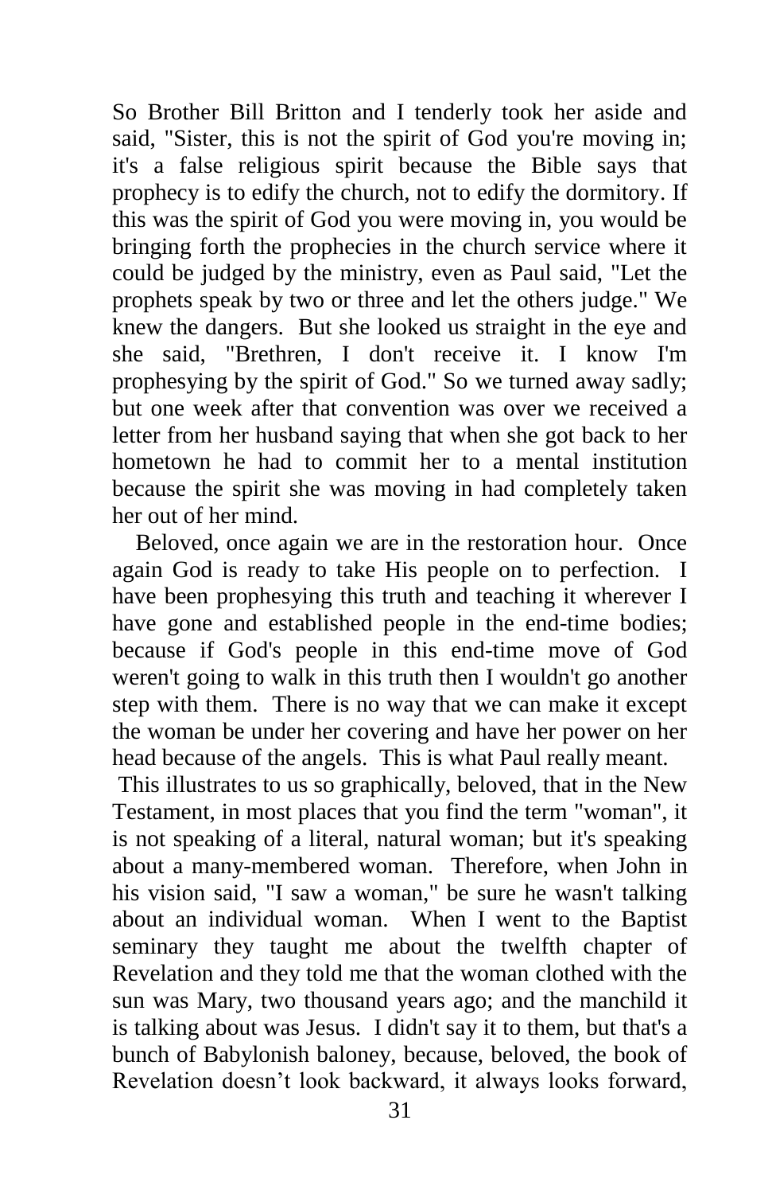So Brother Bill Britton and I tenderly took her aside and said, "Sister, this is not the spirit of God you're moving in; it's a false religious spirit because the Bible says that prophecy is to edify the church, not to edify the dormitory. If this was the spirit of God you were moving in, you would be bringing forth the prophecies in the church service where it could be judged by the ministry, even as Paul said, "Let the prophets speak by two or three and let the others judge." We knew the dangers. But she looked us straight in the eye and she said, "Brethren, I don't receive it. I know I'm prophesying by the spirit of God." So we turned away sadly; but one week after that convention was over we received a letter from her husband saying that when she got back to her hometown he had to commit her to a mental institution because the spirit she was moving in had completely taken her out of her mind.

Beloved, once again we are in the restoration hour. Once again God is ready to take His people on to perfection. I have been prophesying this truth and teaching it wherever I have gone and established people in the end-time bodies; because if God's people in this end-time move of God weren't going to walk in this truth then I wouldn't go another step with them. There is no way that we can make it except the woman be under her covering and have her power on her head because of the angels. This is what Paul really meant.

This illustrates to us so graphically, beloved, that in the New Testament, in most places that you find the term "woman", it is not speaking of a literal, natural woman; but it's speaking about a many-membered woman. Therefore, when John in his vision said, "I saw a woman," be sure he wasn't talking about an individual woman. When I went to the Baptist seminary they taught me about the twelfth chapter of Revelation and they told me that the woman clothed with the sun was Mary, two thousand years ago; and the manchild it is talking about was Jesus. I didn't say it to them, but that's a bunch of Babylonish baloney, because, beloved, the book of Revelation doesn't look backward, it always looks forward,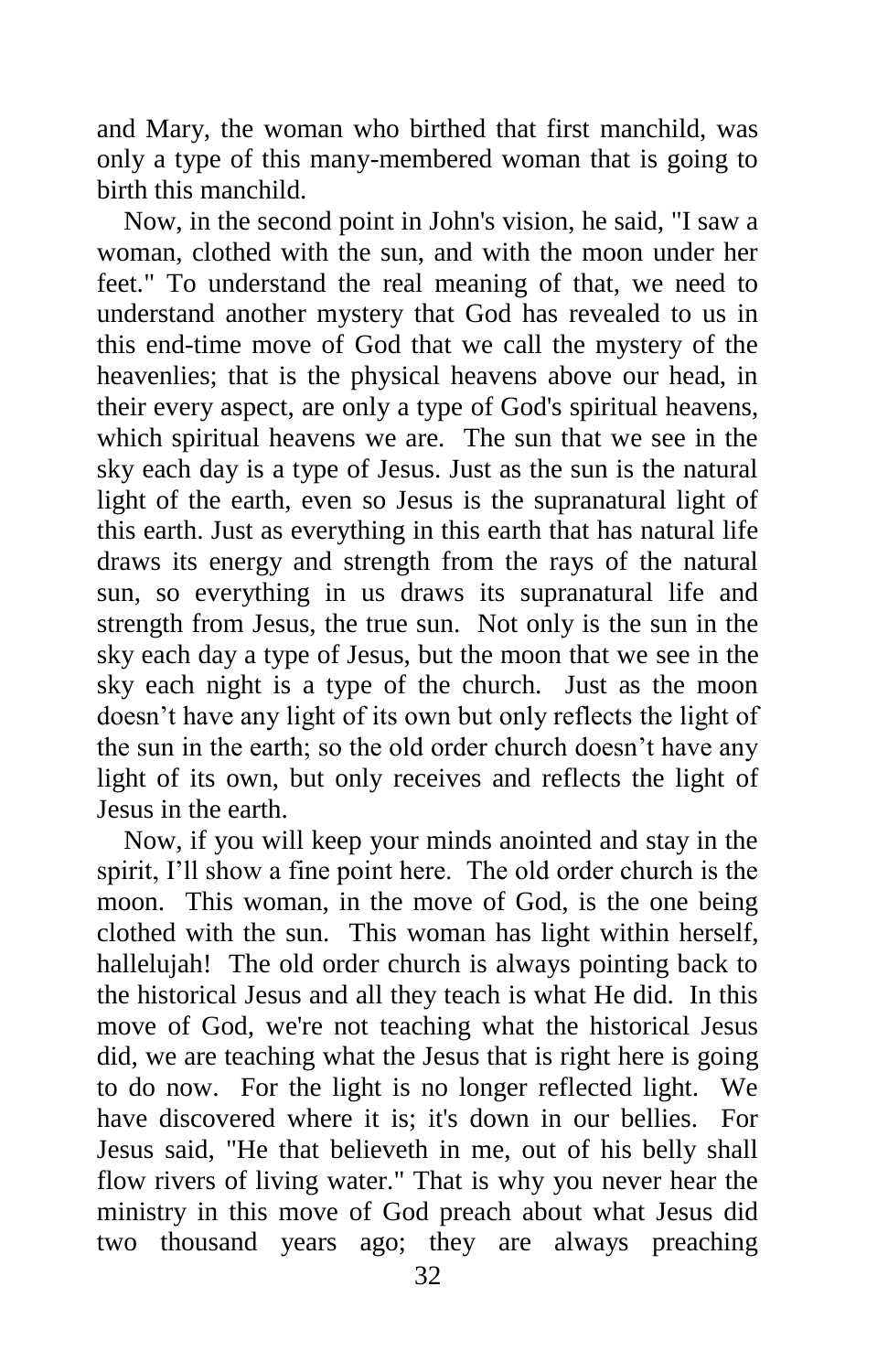and Mary, the woman who birthed that first manchild, was only a type of this many-membered woman that is going to birth this manchild.

Now, in the second point in John's vision, he said, "I saw a woman, clothed with the sun, and with the moon under her feet." To understand the real meaning of that, we need to understand another mystery that God has revealed to us in this end-time move of God that we call the mystery of the heavenlies; that is the physical heavens above our head, in their every aspect, are only a type of God's spiritual heavens, which spiritual heavens we are. The sun that we see in the sky each day is a type of Jesus. Just as the sun is the natural light of the earth, even so Jesus is the supranatural light of this earth. Just as everything in this earth that has natural life draws its energy and strength from the rays of the natural sun, so everything in us draws its supranatural life and strength from Jesus, the true sun. Not only is the sun in the sky each day a type of Jesus, but the moon that we see in the sky each night is a type of the church. Just as the moon doesn't have any light of its own but only reflects the light of the sun in the earth; so the old order church doesn't have any light of its own, but only receives and reflects the light of Jesus in the earth.

Now, if you will keep your minds anointed and stay in the spirit, I'll show a fine point here. The old order church is the moon. This woman, in the move of God, is the one being clothed with the sun. This woman has light within herself, hallelujah! The old order church is always pointing back to the historical Jesus and all they teach is what He did. In this move of God, we're not teaching what the historical Jesus did, we are teaching what the Jesus that is right here is going to do now. For the light is no longer reflected light. We have discovered where it is; it's down in our bellies. For Jesus said, "He that believeth in me, out of his belly shall flow rivers of living water." That is why you never hear the ministry in this move of God preach about what Jesus did two thousand years ago; they are always preaching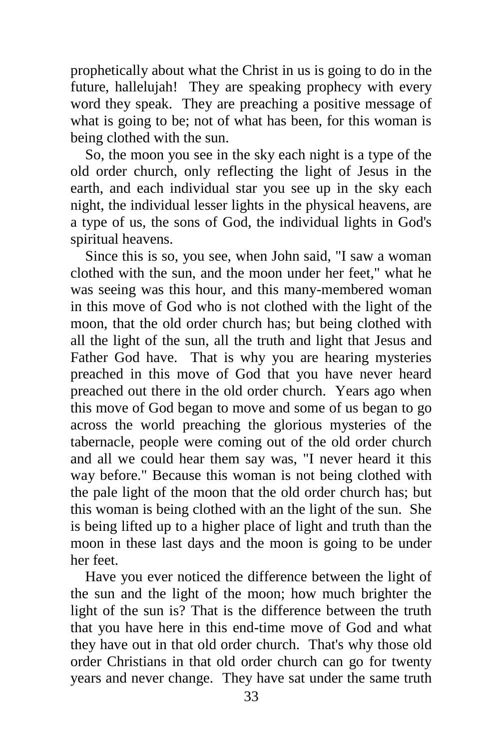prophetically about what the Christ in us is going to do in the future, hallelujah! They are speaking prophecy with every word they speak. They are preaching a positive message of what is going to be; not of what has been, for this woman is being clothed with the sun.

So, the moon you see in the sky each night is a type of the old order church, only reflecting the light of Jesus in the earth, and each individual star you see up in the sky each night, the individual lesser lights in the physical heavens, are a type of us, the sons of God, the individual lights in God's spiritual heavens.

Since this is so, you see, when John said, "I saw a woman clothed with the sun, and the moon under her feet," what he was seeing was this hour, and this many-membered woman in this move of God who is not clothed with the light of the moon, that the old order church has; but being clothed with all the light of the sun, all the truth and light that Jesus and Father God have. That is why you are hearing mysteries preached in this move of God that you have never heard preached out there in the old order church. Years ago when this move of God began to move and some of us began to go across the world preaching the glorious mysteries of the tabernacle, people were coming out of the old order church and all we could hear them say was, "I never heard it this way before." Because this woman is not being clothed with the pale light of the moon that the old order church has; but this woman is being clothed with an the light of the sun. She is being lifted up to a higher place of light and truth than the moon in these last days and the moon is going to be under her feet.

Have you ever noticed the difference between the light of the sun and the light of the moon; how much brighter the light of the sun is? That is the difference between the truth that you have here in this end-time move of God and what they have out in that old order church. That's why those old order Christians in that old order church can go for twenty years and never change. They have sat under the same truth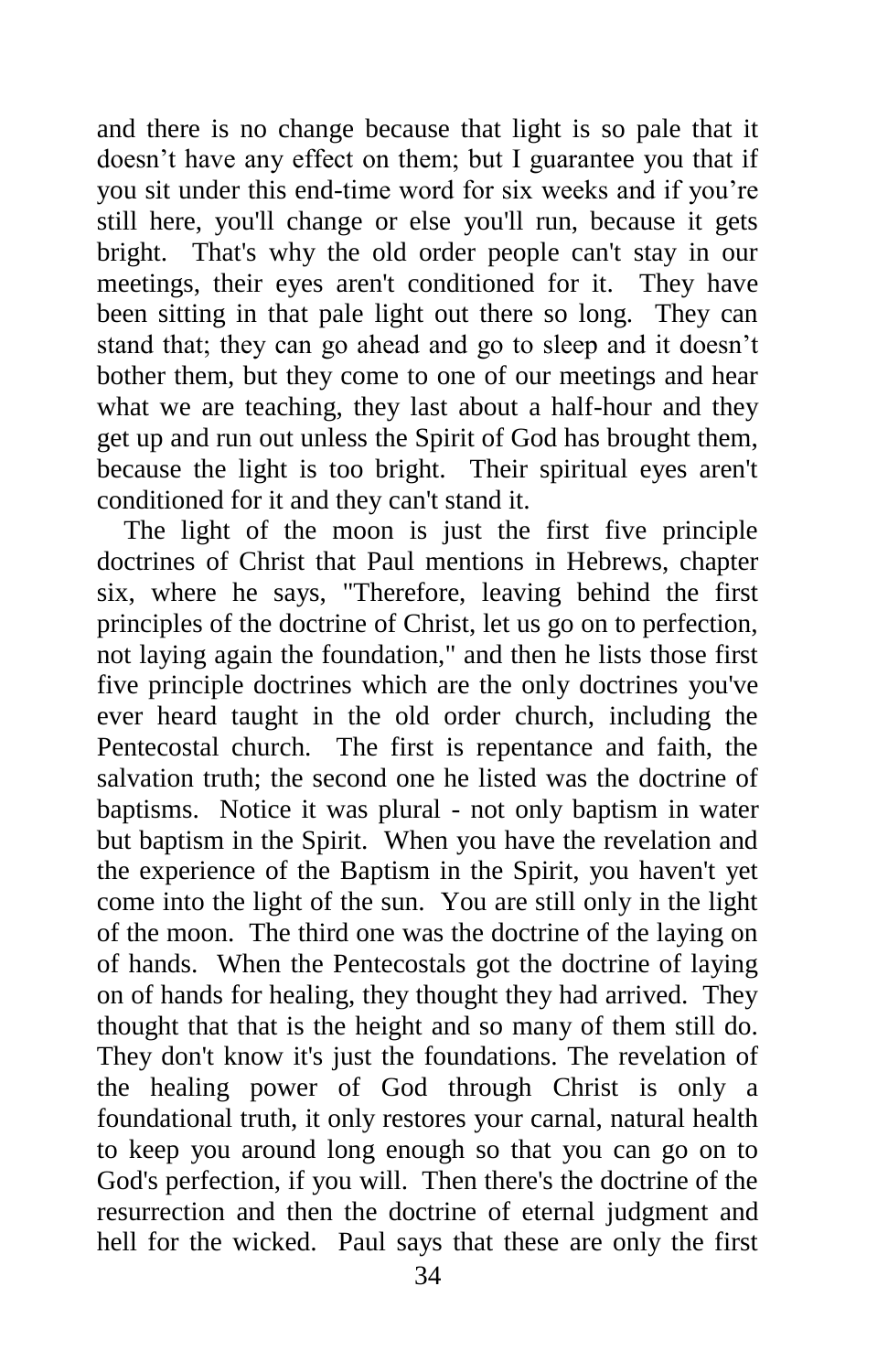and there is no change because that light is so pale that it doesn’t have any effect on them; but I guarantee you that if you sit under this end-time word for six weeks and if you’re still here, you'll change or else you'll run, because it gets bright. That's why the old order people can't stay in our meetings, their eyes aren't conditioned for it. They have been sitting in that pale light out there so long. They can stand that; they can go ahead and go to sleep and it doesn’t bother them, but they come to one of our meetings and hear what we are teaching, they last about a half-hour and they get up and run out unless the Spirit of God has brought them, because the light is too bright. Their spiritual eyes aren't conditioned for it and they can't stand it.

The light of the moon is just the first five principle doctrines of Christ that Paul mentions in Hebrews, chapter six, where he says, "Therefore, leaving behind the first principles of the doctrine of Christ, let us go on to perfection, not laying again the foundation," and then he lists those first five principle doctrines which are the only doctrines you've ever heard taught in the old order church, including the Pentecostal church. The first is repentance and faith, the salvation truth; the second one he listed was the doctrine of baptisms. Notice it was plural - not only baptism in water but baptism in the Spirit. When you have the revelation and the experience of the Baptism in the Spirit, you haven't yet come into the light of the sun. You are still only in the light of the moon. The third one was the doctrine of the laying on of hands. When the Pentecostals got the doctrine of laying on of hands for healing, they thought they had arrived. They thought that that is the height and so many of them still do. They don't know it's just the foundations. The revelation of the healing power of God through Christ is only a foundational truth, it only restores your carnal, natural health to keep you around long enough so that you can go on to God's perfection, if you will. Then there's the doctrine of the resurrection and then the doctrine of eternal judgment and hell for the wicked. Paul says that these are only the first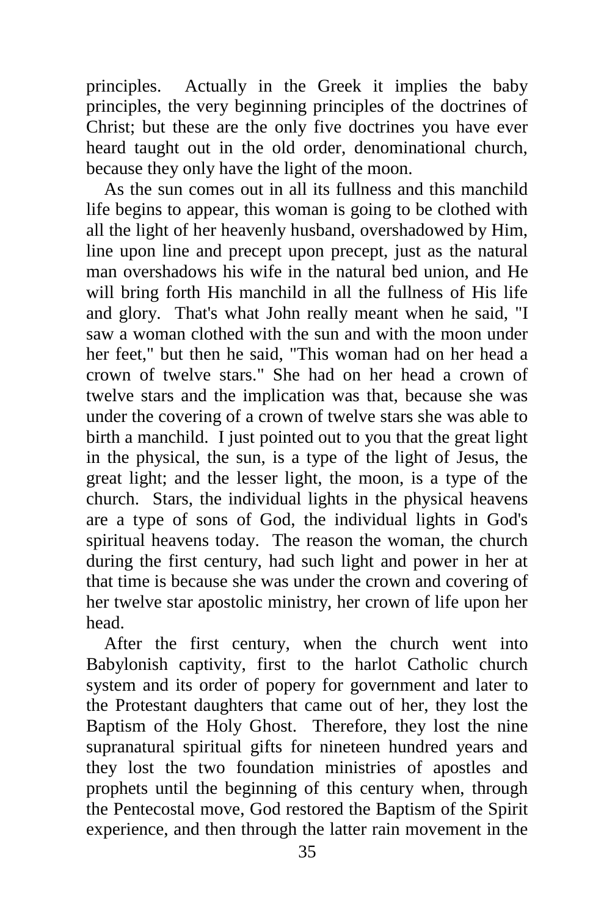principles. Actually in the Greek it implies the baby principles, the very beginning principles of the doctrines of Christ; but these are the only five doctrines you have ever heard taught out in the old order, denominational church, because they only have the light of the moon.

As the sun comes out in all its fullness and this manchild life begins to appear, this woman is going to be clothed with all the light of her heavenly husband, overshadowed by Him, line upon line and precept upon precept, just as the natural man overshadows his wife in the natural bed union, and He will bring forth His manchild in all the fullness of His life and glory. That's what John really meant when he said, "I saw a woman clothed with the sun and with the moon under her feet," but then he said, "This woman had on her head a crown of twelve stars." She had on her head a crown of twelve stars and the implication was that, because she was under the covering of a crown of twelve stars she was able to birth a manchild. I just pointed out to you that the great light in the physical, the sun, is a type of the light of Jesus, the great light; and the lesser light, the moon, is a type of the church. Stars, the individual lights in the physical heavens are a type of sons of God, the individual lights in God's spiritual heavens today. The reason the woman, the church during the first century, had such light and power in her at that time is because she was under the crown and covering of her twelve star apostolic ministry, her crown of life upon her head.

After the first century, when the church went into Babylonish captivity, first to the harlot Catholic church system and its order of popery for government and later to the Protestant daughters that came out of her, they lost the Baptism of the Holy Ghost. Therefore, they lost the nine supranatural spiritual gifts for nineteen hundred years and they lost the two foundation ministries of apostles and prophets until the beginning of this century when, through the Pentecostal move, God restored the Baptism of the Spirit experience, and then through the latter rain movement in the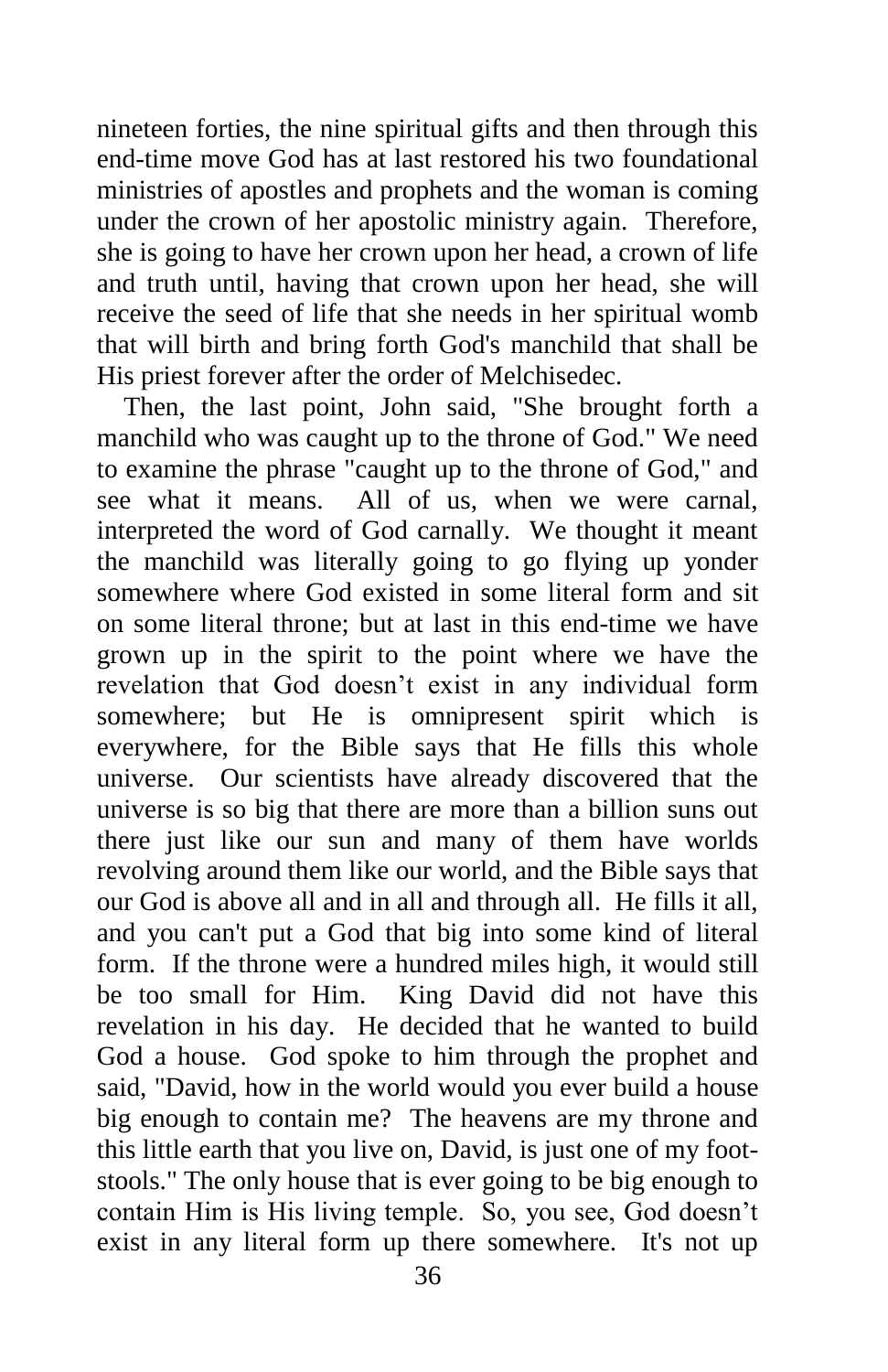nineteen forties, the nine spiritual gifts and then through this end-time move God has at last restored his two foundational ministries of apostles and prophets and the woman is coming under the crown of her apostolic ministry again. Therefore, she is going to have her crown upon her head, a crown of life and truth until, having that crown upon her head, she will receive the seed of life that she needs in her spiritual womb that will birth and bring forth God's manchild that shall be His priest forever after the order of Melchisedec.

Then, the last point, John said, "She brought forth a manchild who was caught up to the throne of God." We need to examine the phrase "caught up to the throne of God," and see what it means. All of us, when we were carnal, interpreted the word of God carnally. We thought it meant the manchild was literally going to go flying up yonder somewhere where God existed in some literal form and sit on some literal throne; but at last in this end-time we have grown up in the spirit to the point where we have the revelation that God doesn't exist in any individual form somewhere; but He is omnipresent spirit which is everywhere, for the Bible says that He fills this whole universe. Our scientists have already discovered that the universe is so big that there are more than a billion suns out there just like our sun and many of them have worlds revolving around them like our world, and the Bible says that our God is above all and in all and through all. He fills it all, and you can't put a God that big into some kind of literal form. If the throne were a hundred miles high, it would still be too small for Him. King David did not have this revelation in his day. He decided that he wanted to build God a house. God spoke to him through the prophet and said, "David, how in the world would you ever build a house big enough to contain me? The heavens are my throne and this little earth that you live on, David, is just one of my foot-stools." The only house that is ever going to be big enough to contain Him is His living temple. So, you see, God doesn't exist in any literal form up there somewhere. It's not up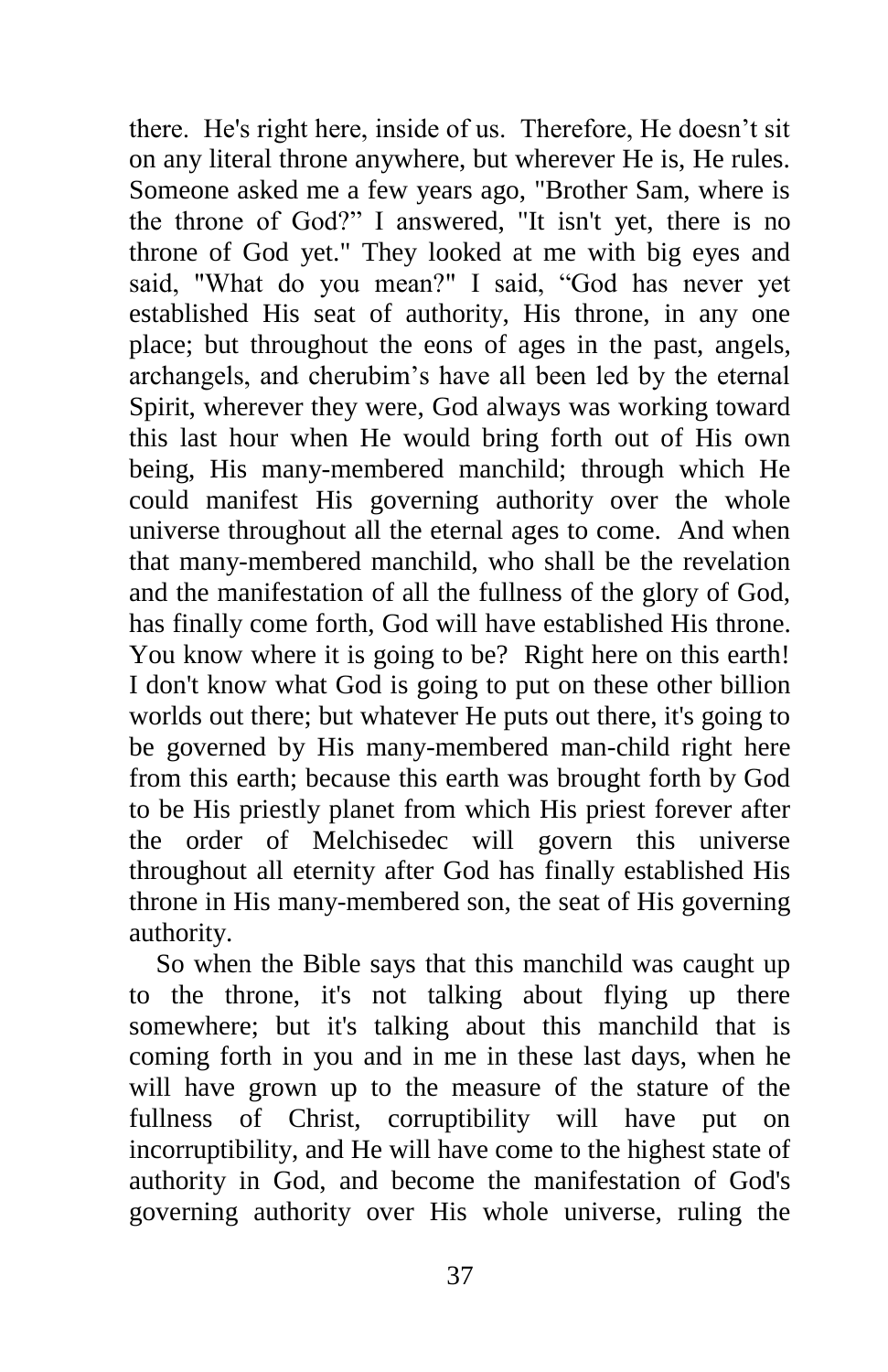there. He's right here, inside of us. Therefore, He doesn't sit on any literal throne anywhere, but wherever He is, He rules. Someone asked me a few years ago, "Brother Sam, where is the throne of God?" I answered, "It isn't yet, there is no throne of God yet." They looked at me with big eyes and said, "What do you mean?" I said, "God has never yet established His seat of authority, His throne, in any one place; but throughout the eons of ages in the past, angels, archangels, and cherubim's have all been led by the eternal Spirit, wherever they were, God always was working toward this last hour when He would bring forth out of His own being, His many-membered manchild; through which He could manifest His governing authority over the whole universe throughout all the eternal ages to come. And when that many-membered manchild, who shall be the revelation and the manifestation of all the fullness of the glory of God, has finally come forth, God will have established His throne. You know where it is going to be? Right here on this earth! I don't know what God is going to put on these other billion worlds out there; but whatever He puts out there, it's going to be governed by His many-membered man-child right here from this earth; because this earth was brought forth by God to be His priestly planet from which His priest forever after the order of Melchisedec will govern this universe throughout all eternity after God has finally established His throne in His many-membered son, the seat of His governing authority.

So when the Bible says that this manchild was caught up to the throne, it's not talking about flying up there somewhere; but it's talking about this manchild that is coming forth in you and in me in these last days, when he will have grown up to the measure of the stature of the fullness of Christ, corruptibility will have put on incorruptibility, and He will have come to the highest state of authority in God, and become the manifestation of God's governing authority over His whole universe, ruling the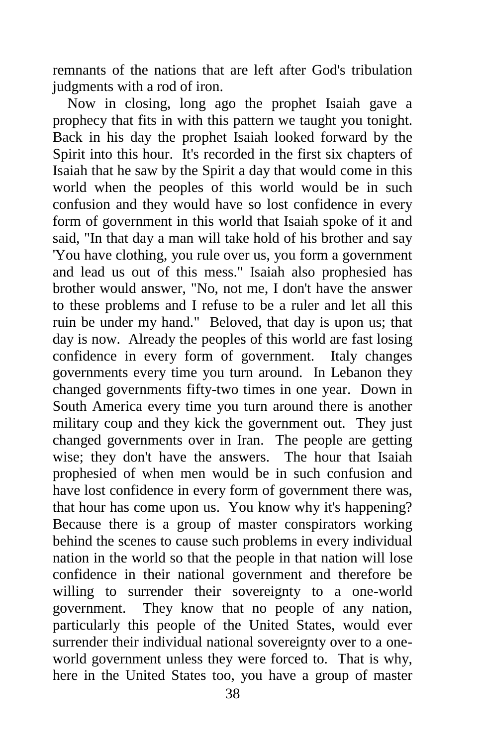remnants of the nations that are left after God's tribulation judgments with a rod of iron.

Now in closing, long ago the prophet Isaiah gave a prophecy that fits in with this pattern we taught you tonight. Back in his day the prophet Isaiah looked forward by the Spirit into this hour. It's recorded in the first six chapters of Isaiah that he saw by the Spirit a day that would come in this world when the peoples of this world would be in such confusion and they would have so lost confidence in every form of government in this world that Isaiah spoke of it and said, "In that day a man will take hold of his brother and say 'You have clothing, you rule over us, you form a government and lead us out of this mess." Isaiah also prophesied has brother would answer, "No, not me, I don't have the answer to these problems and I refuse to be a ruler and let all this ruin be under my hand." Beloved, that day is upon us; that day is now. Already the peoples of this world are fast losing confidence in every form of government. Italy changes governments every time you turn around. In Lebanon they changed governments fifty-two times in one year. Down in South America every time you turn around there is another military coup and they kick the government out. They just changed governments over in Iran. The people are getting wise; they don't have the answers. The hour that Isaiah prophesied of when men would be in such confusion and have lost confidence in every form of government there was, that hour has come upon us. You know why it's happening? Because there is a group of master conspirators working behind the scenes to cause such problems in every individual nation in the world so that the people in that nation will lose confidence in their national government and therefore be willing to surrender their sovereignty to a one-world government. They know that no people of any nation, particularly this people of the United States, would ever surrender their individual national sovereignty over to a one-world government unless they were forced to. That is why, here in the United States too, you have a group of master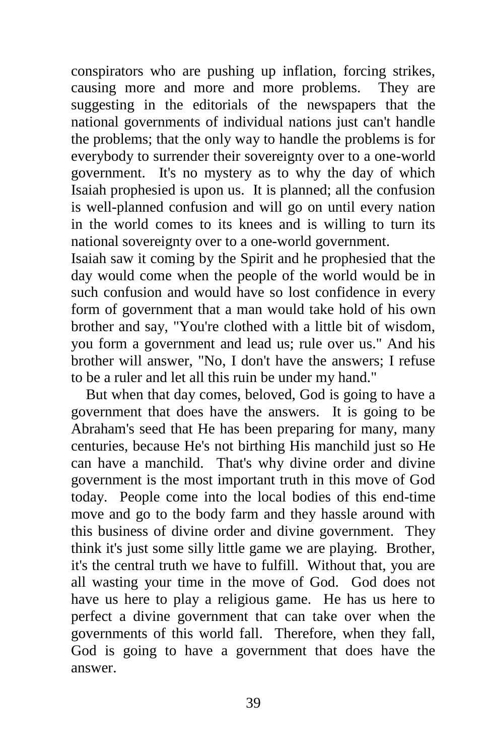conspirators who are pushing up inflation, forcing strikes, causing more and more and more problems. They are suggesting in the editorials of the newspapers that the national governments of individual nations just can't handle the problems; that the only way to handle the problems is for everybody to surrender their sovereignty over to a one-world government. It's no mystery as to why the day of which Isaiah prophesied is upon us. It is planned; all the confusion is well-planned confusion and will go on until every nation in the world comes to its knees and is willing to turn its national sovereignty over to a one-world government.

Isaiah saw it coming by the Spirit and he prophesied that the day would come when the people of the world would be in such confusion and would have so lost confidence in every form of government that a man would take hold of his own brother and say, "You're clothed with a little bit of wisdom, you form a government and lead us; rule over us." And his brother will answer, "No, I don't have the answers; I refuse to be a ruler and let all this ruin be under my hand."

But when that day comes, beloved, God is going to have a government that does have the answers. It is going to be Abraham's seed that He has been preparing for many, many centuries, because He's not birthing His manchild just so He can have a manchild. That's why divine order and divine government is the most important truth in this move of God today. People come into the local bodies of this end-time move and go to the body farm and they hassle around with this business of divine order and divine government. They think it's just some silly little game we are playing. Brother, it's the central truth we have to fulfill. Without that, you are all wasting your time in the move of God. God does not have us here to play a religious game. He has us here to perfect a divine government that can take over when the governments of this world fall. Therefore, when they fall, God is going to have a government that does have the answer.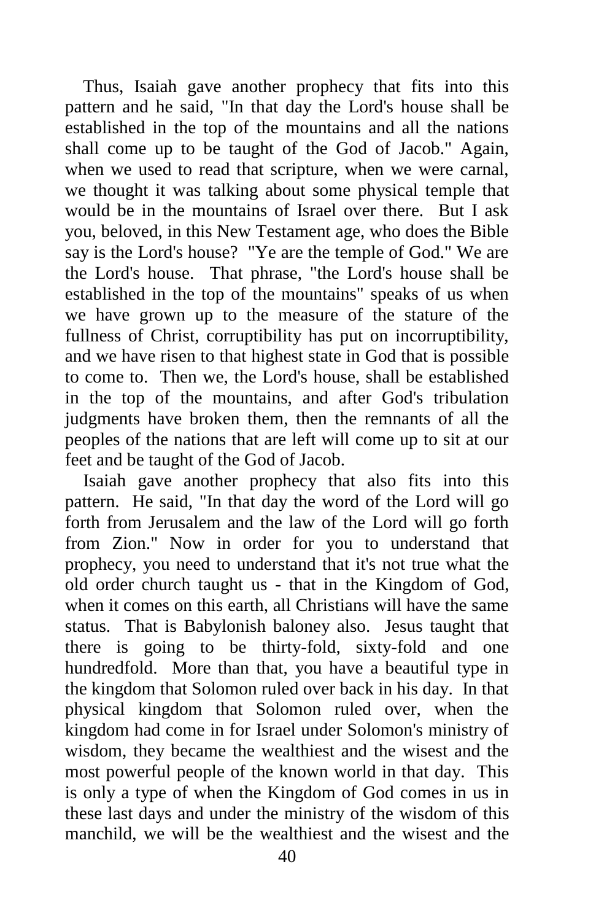Thus, Isaiah gave another prophecy that fits into this pattern and he said, "In that day the Lord's house shall be established in the top of the mountains and all the nations shall come up to be taught of the God of Jacob." Again, when we used to read that scripture, when we were carnal, we thought it was talking about some physical temple that would be in the mountains of Israel over there. But I ask you, beloved, in this New Testament age, who does the Bible say is the Lord's house? "Ye are the temple of God." We are the Lord's house. That phrase, "the Lord's house shall be established in the top of the mountains" speaks of us when we have grown up to the measure of the stature of the fullness of Christ, corruptibility has put on incorruptibility, and we have risen to that highest state in God that is possible to come to. Then we, the Lord's house, shall be established in the top of the mountains, and after God's tribulation judgments have broken them, then the remnants of all the peoples of the nations that are left will come up to sit at our feet and be taught of the God of Jacob.

Isaiah gave another prophecy that also fits into this pattern. He said, "In that day the word of the Lord will go forth from Jerusalem and the law of the Lord will go forth from Zion." Now in order for you to understand that prophecy, you need to understand that it's not true what the old order church taught us - that in the Kingdom of God, when it comes on this earth, all Christians will have the same status. That is Babylonish baloney also. Jesus taught that there is going to be thirty-fold, sixty-fold and one hundredfold. More than that, you have a beautiful type in the kingdom that Solomon ruled over back in his day. In that physical kingdom that Solomon ruled over, when the kingdom had come in for Israel under Solomon's ministry of wisdom, they became the wealthiest and the wisest and the most powerful people of the known world in that day. This is only a type of when the Kingdom of God comes in us in these last days and under the ministry of the wisdom of this manchild, we will be the wealthiest and the wisest and the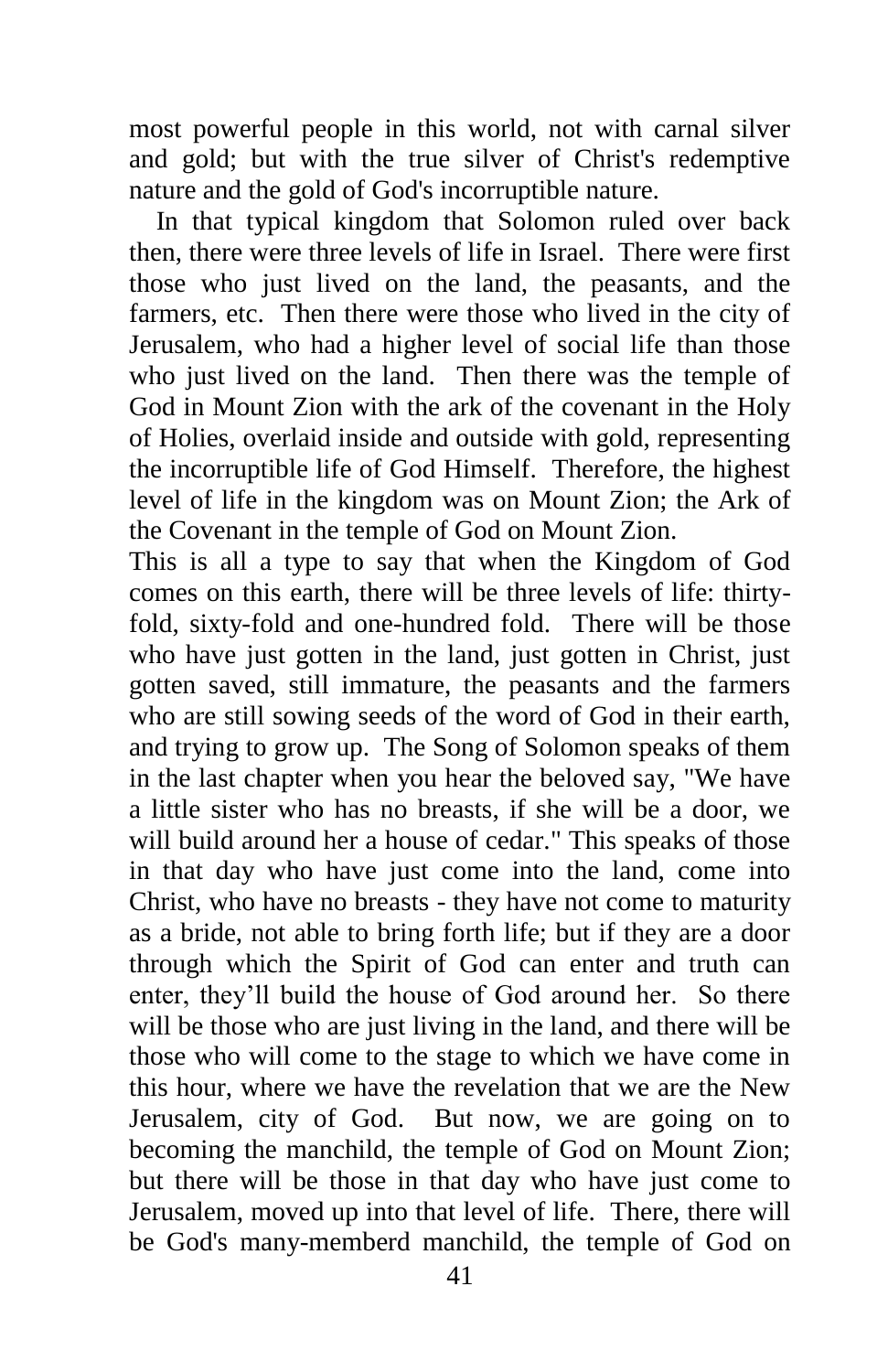most powerful people in this world, not with carnal silver and gold; but with the true silver of Christ's redemptive nature and the gold of God's incorruptible nature.

In that typical kingdom that Solomon ruled over back then, there were three levels of life in Israel. There were first those who just lived on the land, the peasants, and the farmers, etc. Then there were those who lived in the city of Jerusalem, who had a higher level of social life than those who just lived on the land. Then there was the temple of God in Mount Zion with the ark of the covenant in the Holy of Holies, overlaid inside and outside with gold, representing the incorruptible life of God Himself. Therefore, the highest level of life in the kingdom was on Mount Zion; the Ark of the Covenant in the temple of God on Mount Zion.

This is all a type to say that when the Kingdom of God comes on this earth, there will be three levels of life: thirty-fold, sixty-fold and one-hundred fold. There will be those who have just gotten in the land, just gotten in Christ, just gotten saved, still immature, the peasants and the farmers who are still sowing seeds of the word of God in their earth, and trying to grow up. The Song of Solomon speaks of them in the last chapter when you hear the beloved say, "We have a little sister who has no breasts, if she will be a door, we will build around her a house of cedar." This speaks of those in that day who have just come into the land, come into Christ, who have no breasts - they have not come to maturity as a bride, not able to bring forth life; but if they are a door through which the Spirit of God can enter and truth can enter, they'll build the house of God around her. So there will be those who are just living in the land, and there will be those who will come to the stage to which we have come in this hour, where we have the revelation that we are the New Jerusalem, city of God. But now, we are going on to becoming the manchild, the temple of God on Mount Zion; but there will be those in that day who have just come to Jerusalem, moved up into that level of life. There, there will be God's many-memberd manchild, the temple of God on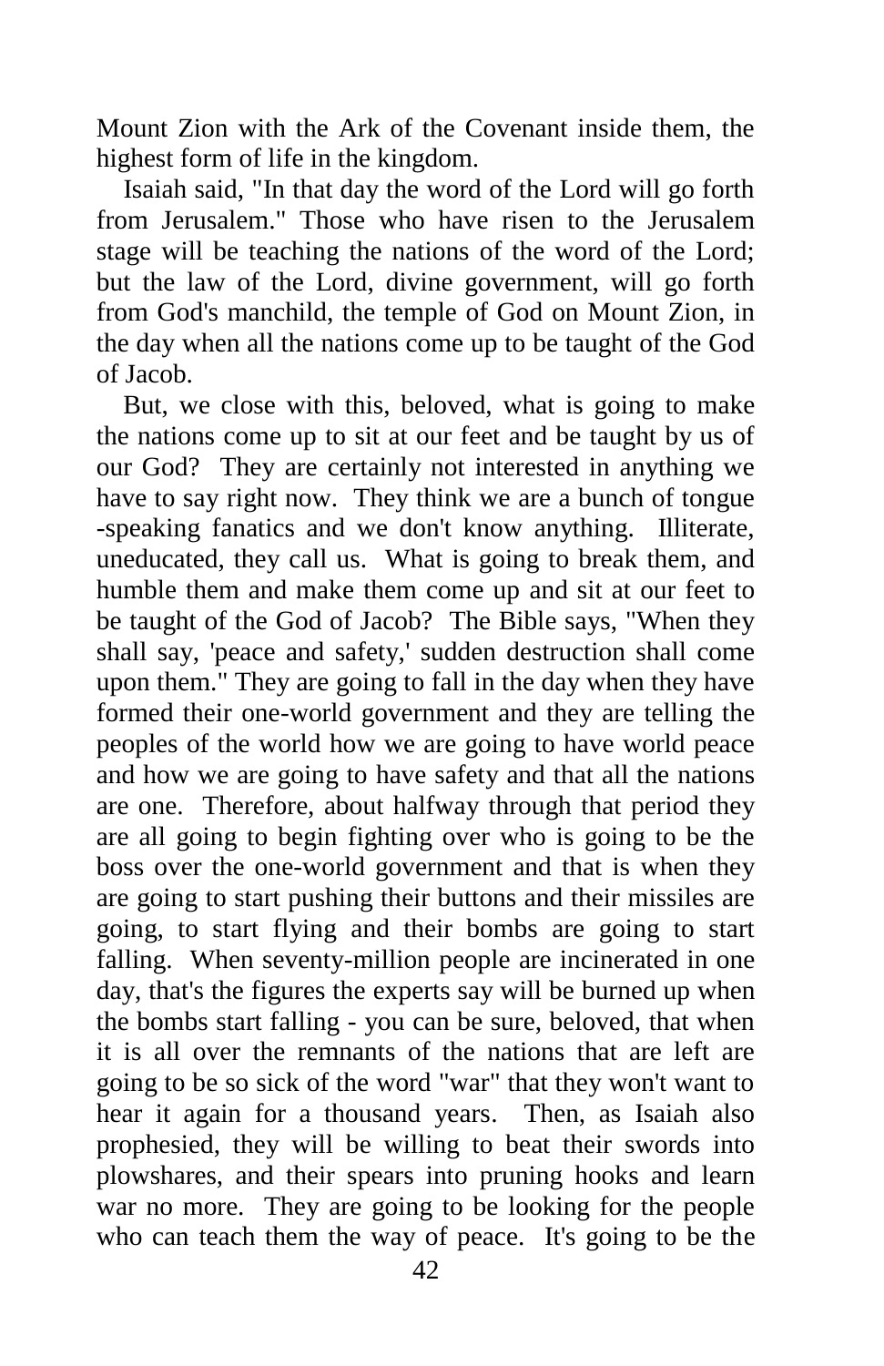Mount Zion with the Ark of the Covenant inside them, the highest form of life in the kingdom.

Isaiah said, "In that day the word of the Lord will go forth from Jerusalem." Those who have risen to the Jerusalem stage will be teaching the nations of the word of the Lord; but the law of the Lord, divine government, will go forth from God's manchild, the temple of God on Mount Zion, in the day when all the nations come up to be taught of the God of Jacob.

But, we close with this, beloved, what is going to make the nations come up to sit at our feet and be taught by us of our God? They are certainly not interested in anything we have to say right now. They think we are a bunch of tongue -speaking fanatics and we don't know anything. Illiterate, uneducated, they call us. What is going to break them, and humble them and make them come up and sit at our feet to be taught of the God of Jacob? The Bible says, "When they shall say, 'peace and safety,' sudden destruction shall come upon them." They are going to fall in the day when they have formed their one-world government and they are telling the peoples of the world how we are going to have world peace and how we are going to have safety and that all the nations are one. Therefore, about halfway through that period they are all going to begin fighting over who is going to be the boss over the one-world government and that is when they are going to start pushing their buttons and their missiles are going, to start flying and their bombs are going to start falling. When seventy-million people are incinerated in one day, that's the figures the experts say will be burned up when the bombs start falling - you can be sure, beloved, that when it is all over the remnants of the nations that are left are going to be so sick of the word "war" that they won't want to hear it again for a thousand years. Then, as Isaiah also prophesied, they will be willing to beat their swords into plowshares, and their spears into pruning hooks and learn war no more. They are going to be looking for the people who can teach them the way of peace. It's going to be the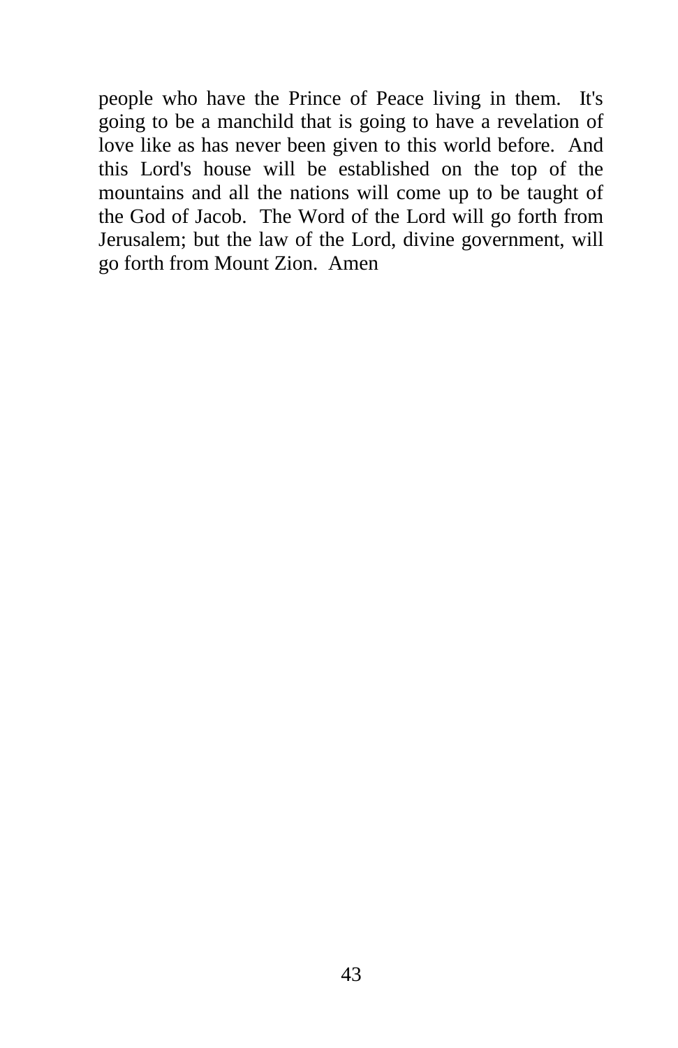people who have the Prince of Peace living in them. It's going to be a manchild that is going to have a revelation of love like as has never been given to this world before. And this Lord's house will be established on the top of the mountains and all the nations will come up to be taught of the God of Jacob. The Word of the Lord will go forth from Jerusalem; but the law of the Lord, divine government, will go forth from Mount Zion. Amen